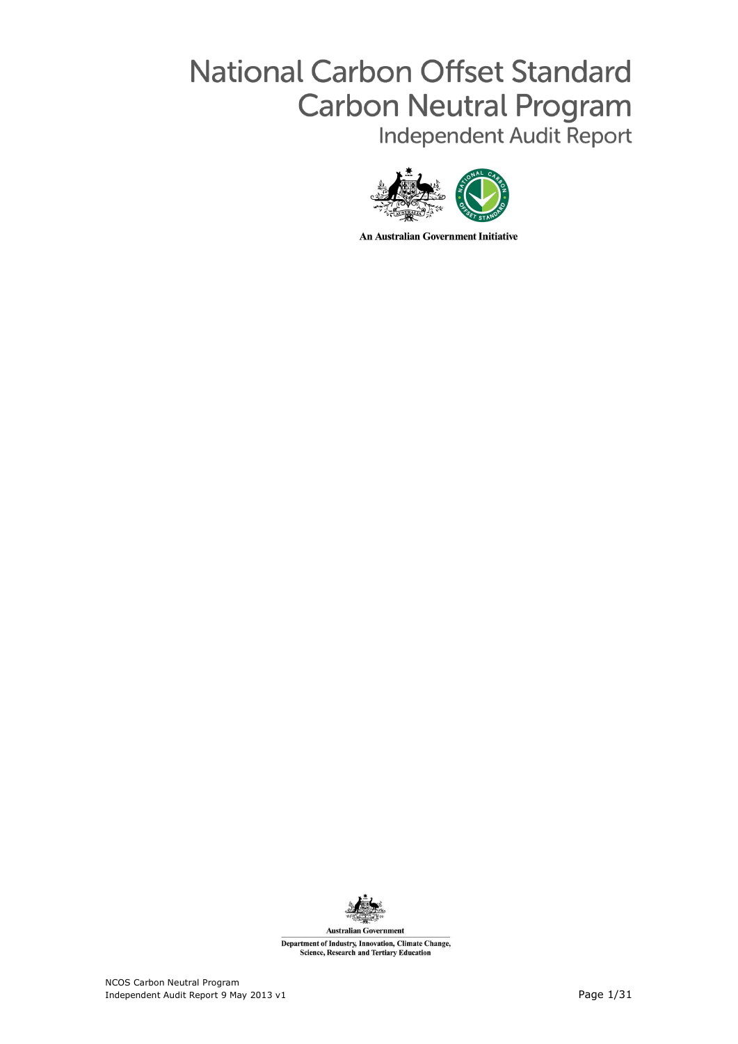# National Carbon Offset Standard
# Carbon Neutral Program
## Independent Audit Report

An Australian Government Initiative

Australian Government

Department of Industry, Innovation, Climate Change, Science, Research and Tertiary Education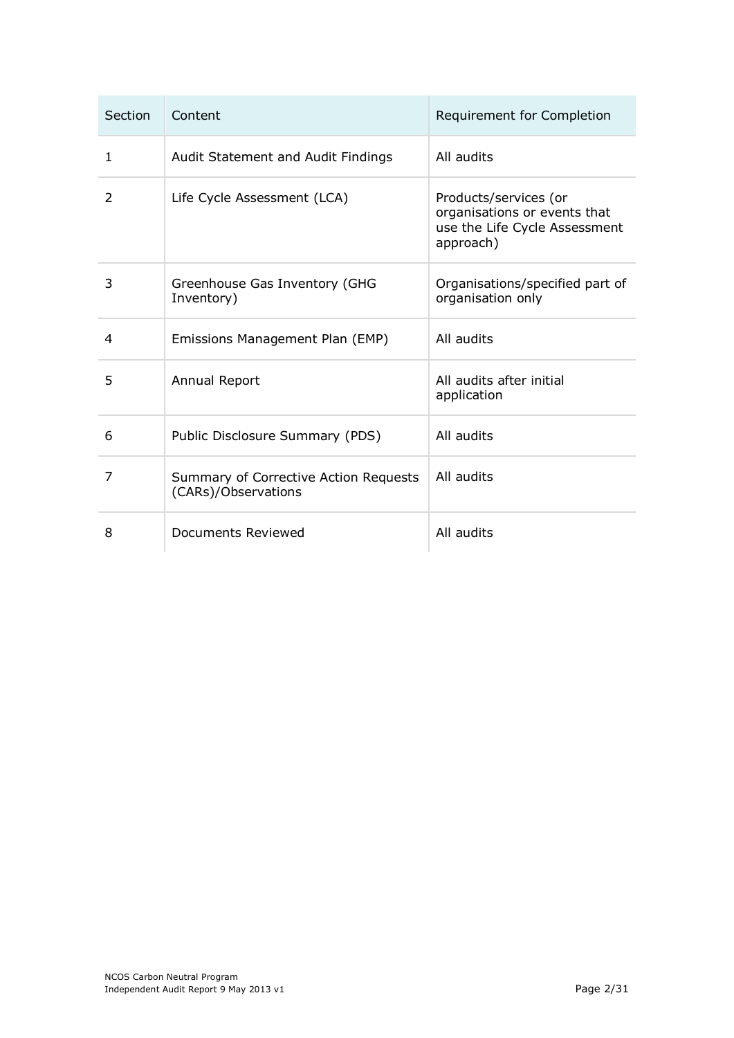| Section | Content | Requirement for Completion |
| --- | --- | --- |
| 1 | Audit Statement and Audit Findings | All audits |
| 2 | Life Cycle Assessment (LCA) | Products/services (or organisations or events that use the Life Cycle Assessment approach) |
| 3 | Greenhouse Gas Inventory (GHG Inventory) | Organisations/specified part of organisation only |
| 4 | Emissions Management Plan (EMP) | All audits |
| 5 | Annual Report | All audits after initial application |
| 6 | Public Disclosure Summary (PDS) | All audits |
| 7 | Summary of Corrective Action Requests (CARs)/Observations | All audits |
| 8 | Documents Reviewed | All audits |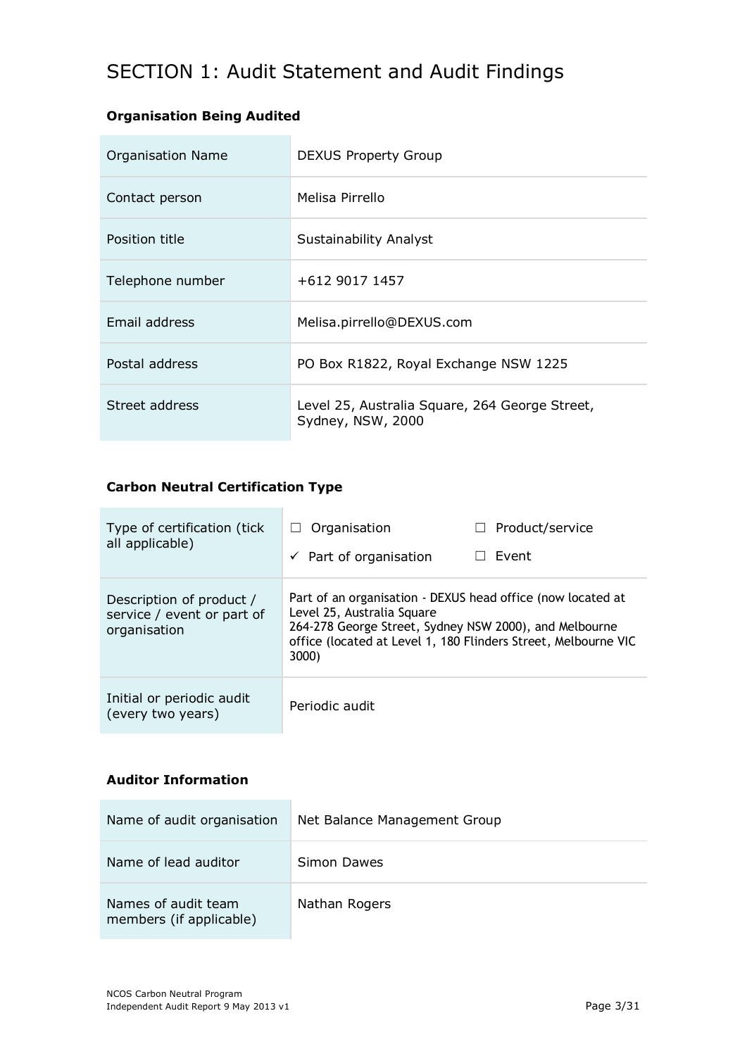# SECTION 1: Audit Statement and Audit Findings

### Organisation Being Audited

| | |
|---|---|
| Organisation Name | DEXUS Property Group |
| Contact person | Melisa Pirrello |
| Position title | Sustainability Analyst |
| Telephone number | +612 9017 1457 |
| Email address | Melisa.pirrello@DEXUS.com |
| Postal address | PO Box R1822, Royal Exchange NSW 1225 |
| Street address | Level 25, Australia Square, 264 George Street, Sydney, NSW, 2000 |

### Carbon Neutral Certification Type

| | |
|---|---|
| Type of certification (tick all applicable) | ☐ Organisation ☐ Product/service ✓ Part of organisation ☐ Event |
| Description of product / service / event or part of organisation | Part of an organisation - DEXUS head office (now located at Level 25, Australia Square 264-278 George Street, Sydney NSW 2000), and Melbourne office (located at Level 1, 180 Flinders Street, Melbourne VIC 3000) |
| Initial or periodic audit (every two years) | Periodic audit |

### Auditor Information

| | |
|---|---|
| Name of audit organisation | Net Balance Management Group |
| Name of lead auditor | Simon Dawes |
| Names of audit team members (if applicable) | Nathan Rogers |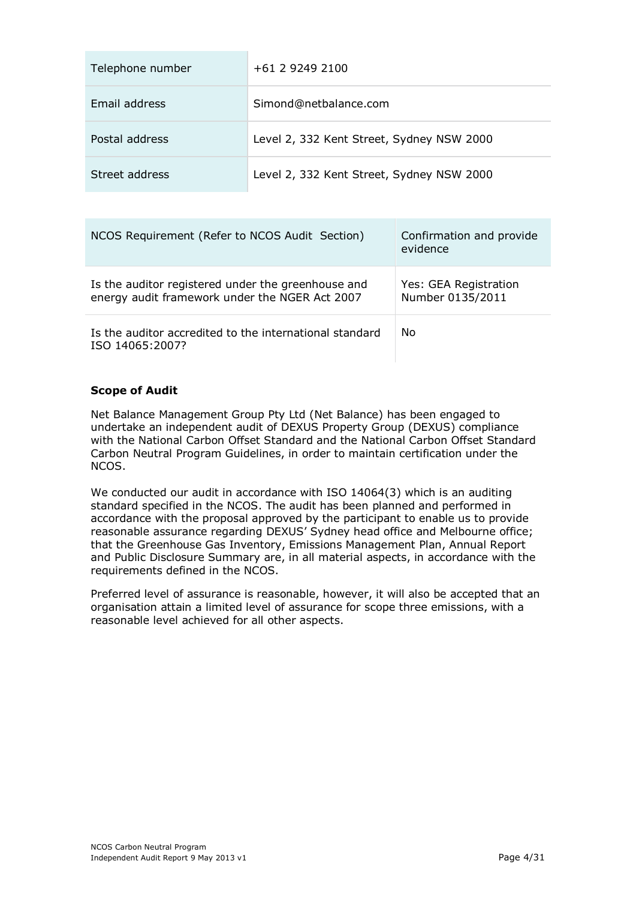| | |
|---|---|
| Telephone number | +61 2 9249 2100 |
| Email address | Simond@netbalance.com |
| Postal address | Level 2, 332 Kent Street, Sydney NSW 2000 |
| Street address | Level 2, 332 Kent Street, Sydney NSW 2000 |

| NCOS Requirement (Refer to NCOS Audit Section) | Confirmation and provide evidence |
|---|---|
| Is the auditor registered under the greenhouse and energy audit framework under the NGER Act 2007 | Yes: GEA Registration Number 0135/2011 |
| Is the auditor accredited to the international standard ISO 14065:2007? | No |

**Scope of Audit**

Net Balance Management Group Pty Ltd (Net Balance) has been engaged to undertake an independent audit of DEXUS Property Group (DEXUS) compliance with the National Carbon Offset Standard and the National Carbon Offset Standard Carbon Neutral Program Guidelines, in order to maintain certification under the NCOS.

We conducted our audit in accordance with ISO 14064(3) which is an auditing standard specified in the NCOS. The audit has been planned and performed in accordance with the proposal approved by the participant to enable us to provide reasonable assurance regarding DEXUS' Sydney head office and Melbourne office; that the Greenhouse Gas Inventory, Emissions Management Plan, Annual Report and Public Disclosure Summary are, in all material aspects, in accordance with the requirements defined in the NCOS.

Preferred level of assurance is reasonable, however, it will also be accepted that an organisation attain a limited level of assurance for scope three emissions, with a reasonable level achieved for all other aspects.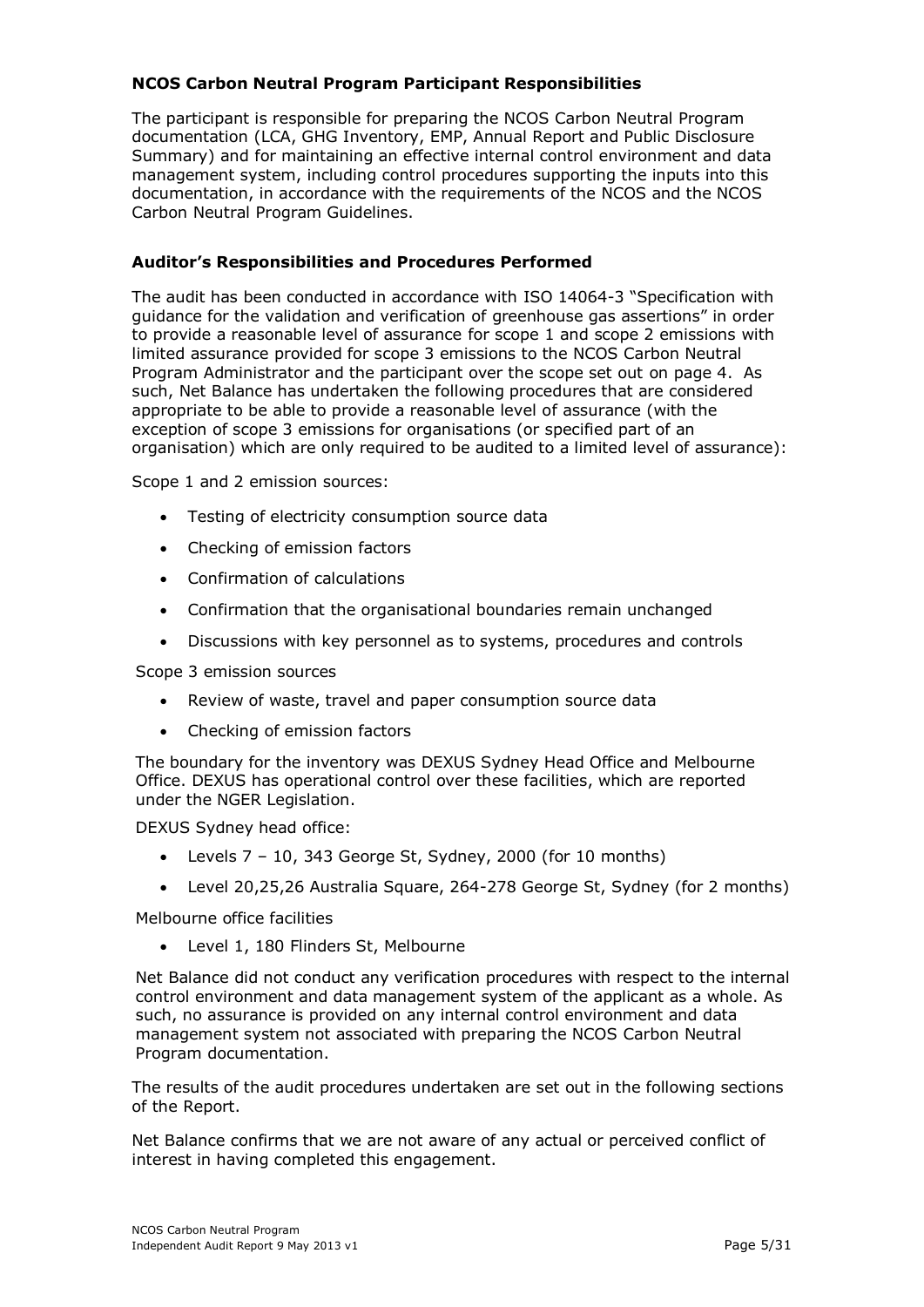### NCOS Carbon Neutral Program Participant Responsibilities

The participant is responsible for preparing the NCOS Carbon Neutral Program documentation (LCA, GHG Inventory, EMP, Annual Report and Public Disclosure Summary) and for maintaining an effective internal control environment and data management system, including control procedures supporting the inputs into this documentation, in accordance with the requirements of the NCOS and the NCOS Carbon Neutral Program Guidelines.

### Auditor's Responsibilities and Procedures Performed

The audit has been conducted in accordance with ISO 14064-3 "Specification with guidance for the validation and verification of greenhouse gas assertions" in order to provide a reasonable level of assurance for scope 1 and scope 2 emissions with limited assurance provided for scope 3 emissions to the NCOS Carbon Neutral Program Administrator and the participant over the scope set out on page 4. As such, Net Balance has undertaken the following procedures that are considered appropriate to be able to provide a reasonable level of assurance (with the exception of scope 3 emissions for organisations (or specified part of an organisation) which are only required to be audited to a limited level of assurance):

Scope 1 and 2 emission sources:

- Testing of electricity consumption source data
- Checking of emission factors
- Confirmation of calculations
- Confirmation that the organisational boundaries remain unchanged
- Discussions with key personnel as to systems, procedures and controls

Scope 3 emission sources

- Review of waste, travel and paper consumption source data
- Checking of emission factors

The boundary for the inventory was DEXUS Sydney Head Office and Melbourne Office. DEXUS has operational control over these facilities, which are reported under the NGER Legislation.

DEXUS Sydney head office:

- Levels 7 – 10, 343 George St, Sydney, 2000 (for 10 months)
- Level 20,25,26 Australia Square, 264-278 George St, Sydney (for 2 months)

Melbourne office facilities

- Level 1, 180 Flinders St, Melbourne

Net Balance did not conduct any verification procedures with respect to the internal control environment and data management system of the applicant as a whole. As such, no assurance is provided on any internal control environment and data management system not associated with preparing the NCOS Carbon Neutral Program documentation.

The results of the audit procedures undertaken are set out in the following sections of the Report.

Net Balance confirms that we are not aware of any actual or perceived conflict of interest in having completed this engagement.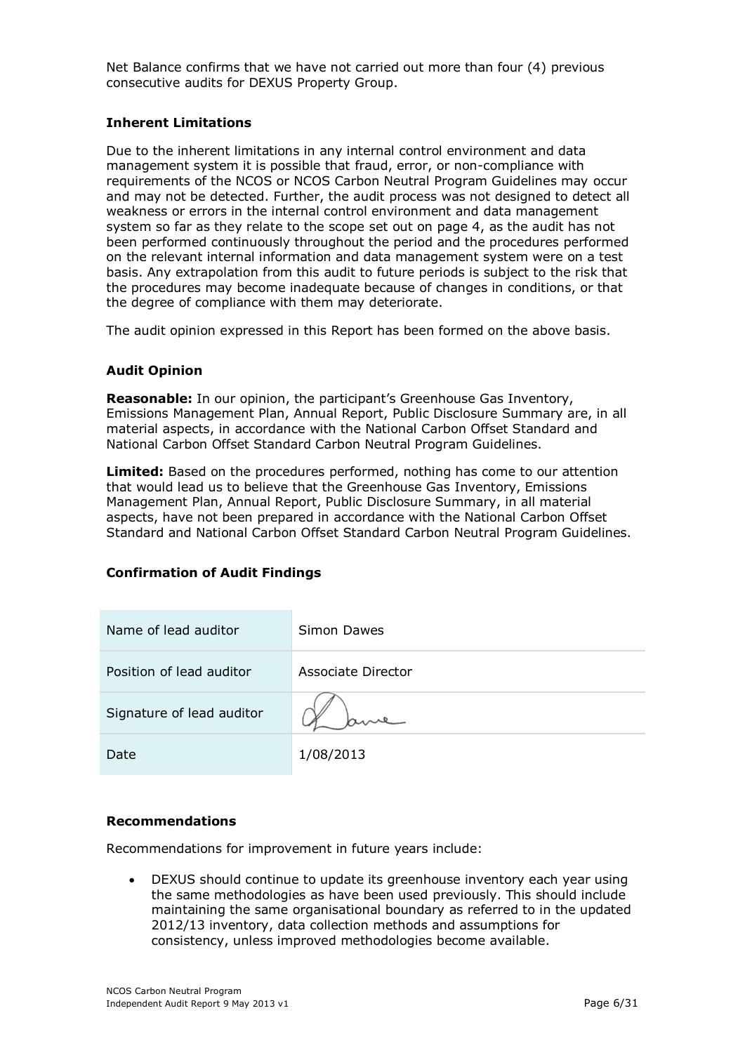Net Balance confirms that we have not carried out more than four (4) previous consecutive audits for DEXUS Property Group.

### Inherent Limitations

Due to the inherent limitations in any internal control environment and data management system it is possible that fraud, error, or non-compliance with requirements of the NCOS or NCOS Carbon Neutral Program Guidelines may occur and may not be detected. Further, the audit process was not designed to detect all weakness or errors in the internal control environment and data management system so far as they relate to the scope set out on page 4, as the audit has not been performed continuously throughout the period and the procedures performed on the relevant internal information and data management system were on a test basis. Any extrapolation from this audit to future periods is subject to the risk that the procedures may become inadequate because of changes in conditions, or that the degree of compliance with them may deteriorate.

The audit opinion expressed in this Report has been formed on the above basis.

### Audit Opinion

**Reasonable:** In our opinion, the participant's Greenhouse Gas Inventory, Emissions Management Plan, Annual Report, Public Disclosure Summary are, in all material aspects, in accordance with the National Carbon Offset Standard and National Carbon Offset Standard Carbon Neutral Program Guidelines.

**Limited:** Based on the procedures performed, nothing has come to our attention that would lead us to believe that the Greenhouse Gas Inventory, Emissions Management Plan, Annual Report, Public Disclosure Summary, in all material aspects, have not been prepared in accordance with the National Carbon Offset Standard and National Carbon Offset Standard Carbon Neutral Program Guidelines.

### Confirmation of Audit Findings

| | |
|---|---|
| Name of lead auditor | Simon Dawes |
| Position of lead auditor | Associate Director |
| Signature of lead auditor | [signature] |
| Date | 1/08/2013 |

### Recommendations

Recommendations for improvement in future years include:

- DEXUS should continue to update its greenhouse inventory each year using the same methodologies as have been used previously. This should include maintaining the same organisational boundary as referred to in the updated 2012/13 inventory, data collection methods and assumptions for consistency, unless improved methodologies become available.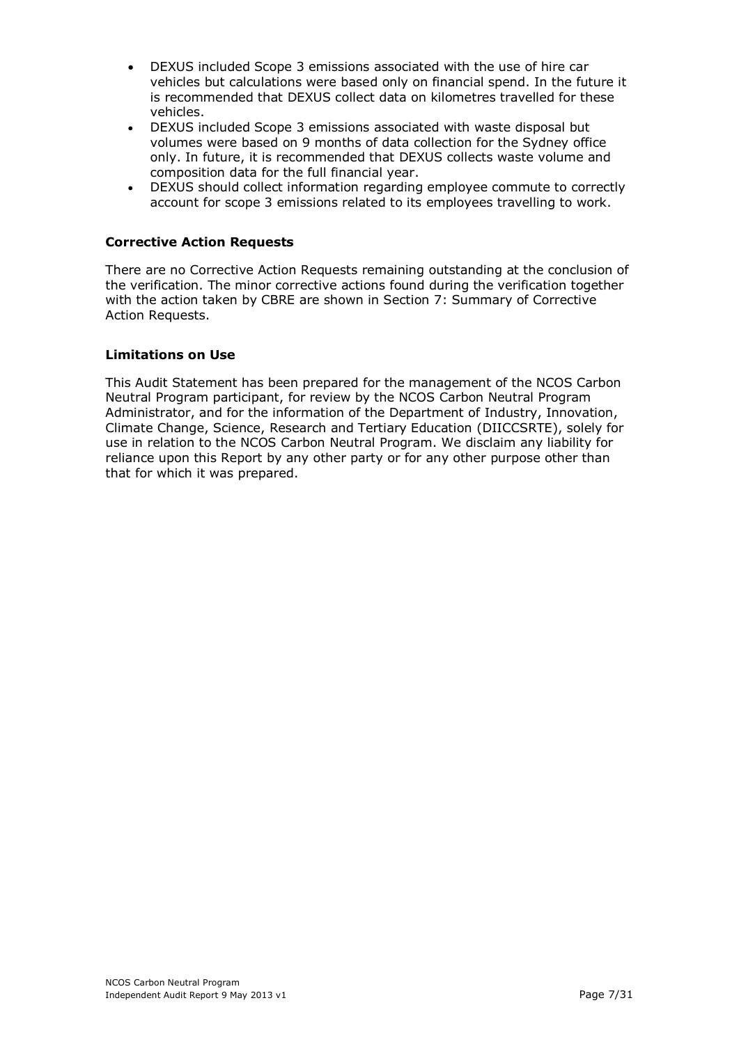- DEXUS included Scope 3 emissions associated with the use of hire car vehicles but calculations were based only on financial spend. In the future it is recommended that DEXUS collect data on kilometres travelled for these vehicles.
- DEXUS included Scope 3 emissions associated with waste disposal but volumes were based on 9 months of data collection for the Sydney office only. In future, it is recommended that DEXUS collects waste volume and composition data for the full financial year.
- DEXUS should collect information regarding employee commute to correctly account for scope 3 emissions related to its employees travelling to work.

**Corrective Action Requests**

There are no Corrective Action Requests remaining outstanding at the conclusion of the verification. The minor corrective actions found during the verification together with the action taken by CBRE are shown in Section 7: Summary of Corrective Action Requests.

**Limitations on Use**

This Audit Statement has been prepared for the management of the NCOS Carbon Neutral Program participant, for review by the NCOS Carbon Neutral Program Administrator, and for the information of the Department of Industry, Innovation, Climate Change, Science, Research and Tertiary Education (DIICCSRTE), solely for use in relation to the NCOS Carbon Neutral Program. We disclaim any liability for reliance upon this Report by any other party or for any other purpose other than that for which it was prepared.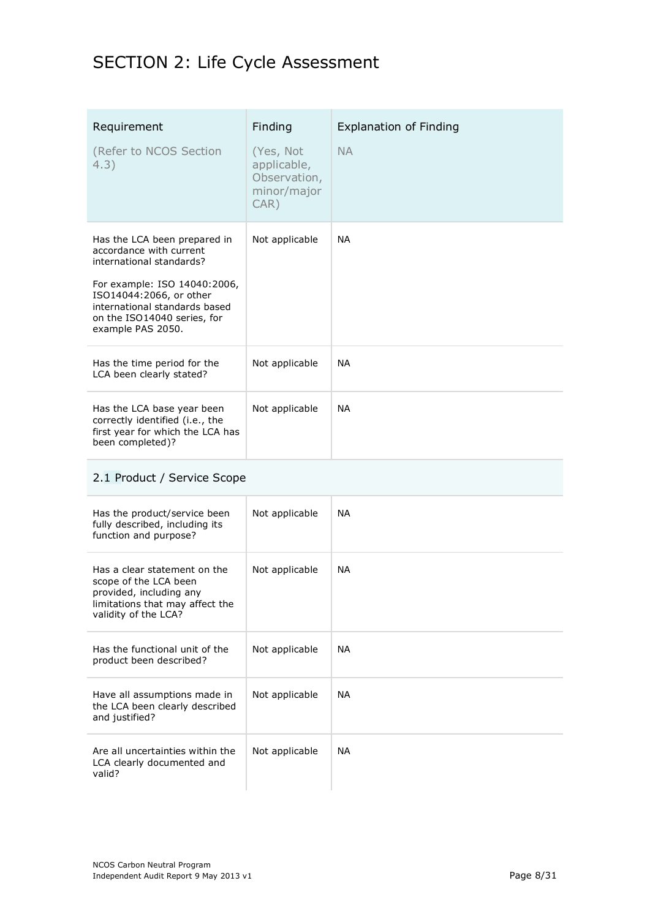# SECTION 2: Life Cycle Assessment

| Requirement<br>(Refer to NCOS Section 4.3) | Finding<br>(Yes, Not applicable, Observation, minor/major CAR) | Explanation of Finding<br>NA |
|---|---|---|
| Has the LCA been prepared in accordance with current international standards?<br>For example: ISO 14040:2006, ISO14044:2066, or other international standards based on the ISO14040 series, for example PAS 2050. | Not applicable | NA |
| Has the time period for the LCA been clearly stated? | Not applicable | NA |
| Has the LCA base year been correctly identified (i.e., the first year for which the LCA has been completed)? | Not applicable | NA |
| **2.1 Product / Service Scope** | | |
| Has the product/service been fully described, including its function and purpose? | Not applicable | NA |
| Has a clear statement on the scope of the LCA been provided, including any limitations that may affect the validity of the LCA? | Not applicable | NA |
| Has the functional unit of the product been described? | Not applicable | NA |
| Have all assumptions made in the LCA been clearly described and justified? | Not applicable | NA |
| Are all uncertainties within the LCA clearly documented and valid? | Not applicable | NA |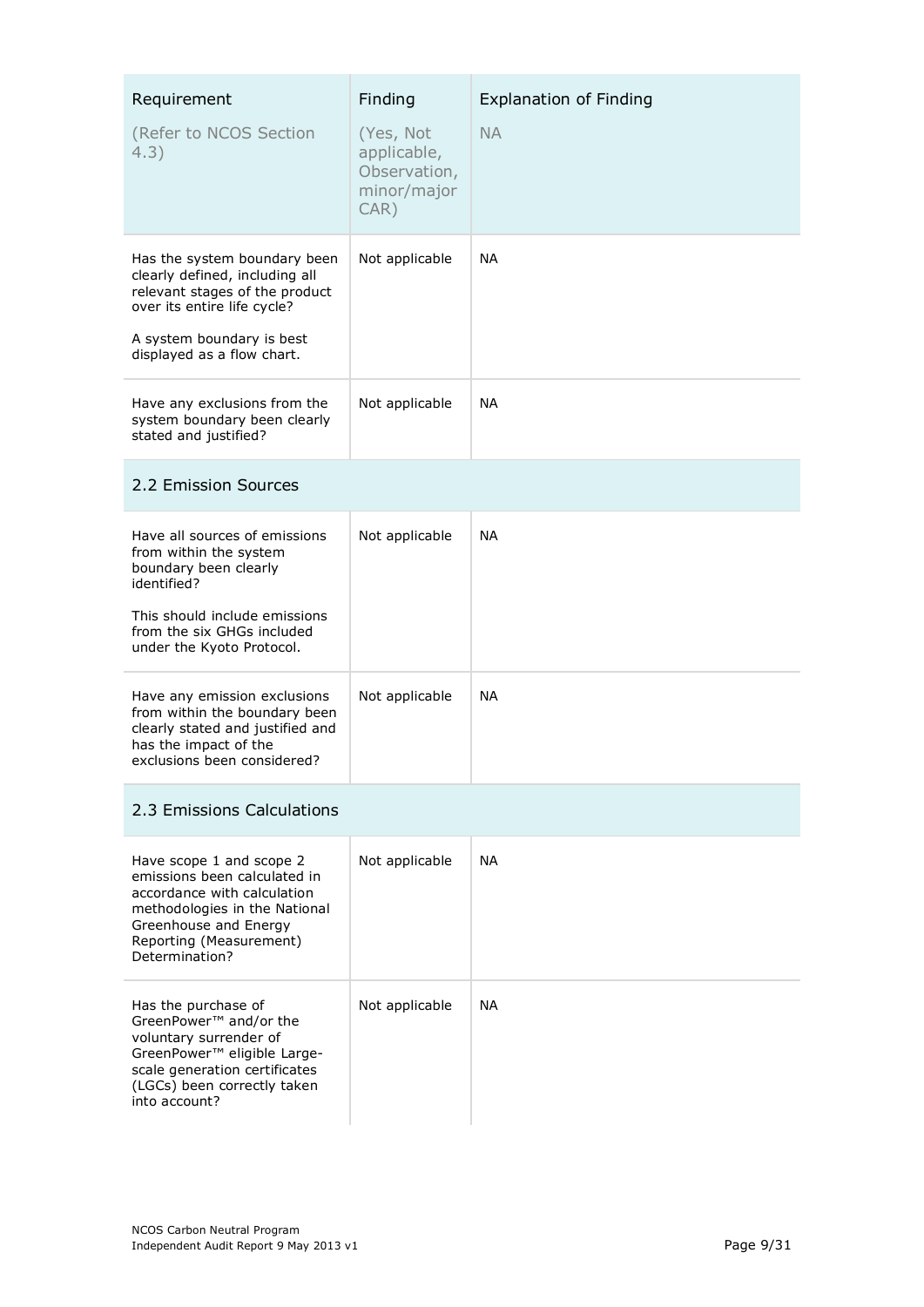| Requirement (Refer to NCOS Section 4.3) | Finding (Yes, Not applicable, Observation, minor/major CAR) | Explanation of Finding NA |
| --- | --- | --- |
| Has the system boundary been clearly defined, including all relevant stages of the product over its entire life cycle?<br><br>A system boundary is best displayed as a flow chart. | Not applicable | NA |
| Have any exclusions from the system boundary been clearly stated and justified? | Not applicable | NA |
| **2.2 Emission Sources** | | |
| Have all sources of emissions from within the system boundary been clearly identified?<br><br>This should include emissions from the six GHGs included under the Kyoto Protocol. | Not applicable | NA |
| Have any emission exclusions from within the boundary been clearly stated and justified and has the impact of the exclusions been considered? | Not applicable | NA |
| **2.3 Emissions Calculations** | | |
| Have scope 1 and scope 2 emissions been calculated in accordance with calculation methodologies in the National Greenhouse and Energy Reporting (Measurement) Determination? | Not applicable | NA |
| Has the purchase of GreenPower™ and/or the voluntary surrender of GreenPower™ eligible Large-scale generation certificates (LGCs) been correctly taken into account? | Not applicable | NA |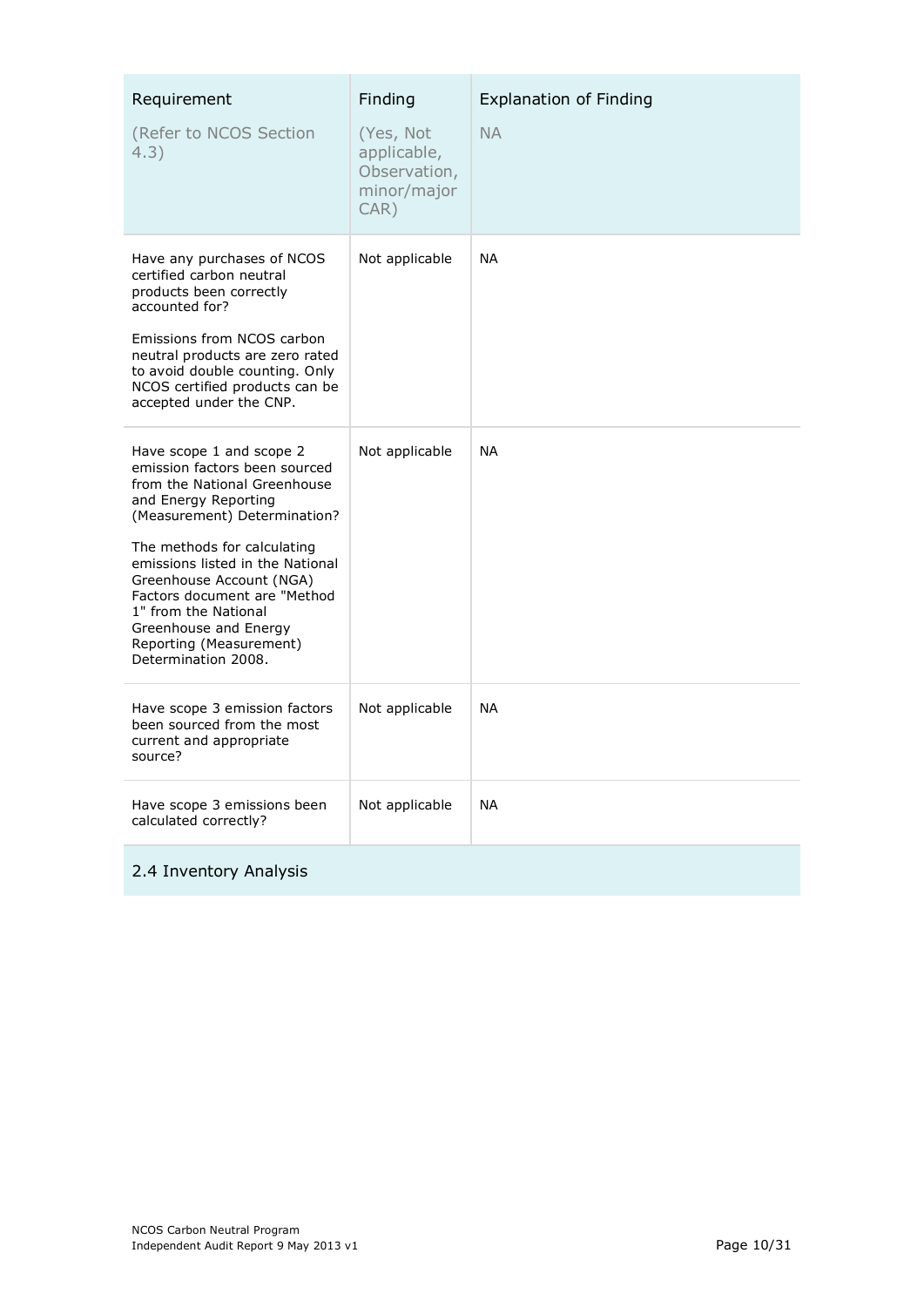| Requirement<br><br>(Refer to NCOS Section 4.3) | Finding<br><br>(Yes, Not applicable, Observation, minor/major CAR) | Explanation of Finding<br><br>NA |
|---|---|---|
| Have any purchases of NCOS certified carbon neutral products been correctly accounted for?<br><br>Emissions from NCOS carbon neutral products are zero rated to avoid double counting. Only NCOS certified products can be accepted under the CNP. | Not applicable | NA |
| Have scope 1 and scope 2 emission factors been sourced from the National Greenhouse and Energy Reporting (Measurement) Determination?<br><br>The methods for calculating emissions listed in the National Greenhouse Account (NGA) Factors document are "Method 1" from the National Greenhouse and Energy Reporting (Measurement) Determination 2008. | Not applicable | NA |
| Have scope 3 emission factors been sourced from the most current and appropriate source? | Not applicable | NA |
| Have scope 3 emissions been calculated correctly? | Not applicable | NA |

## 2.4 Inventory Analysis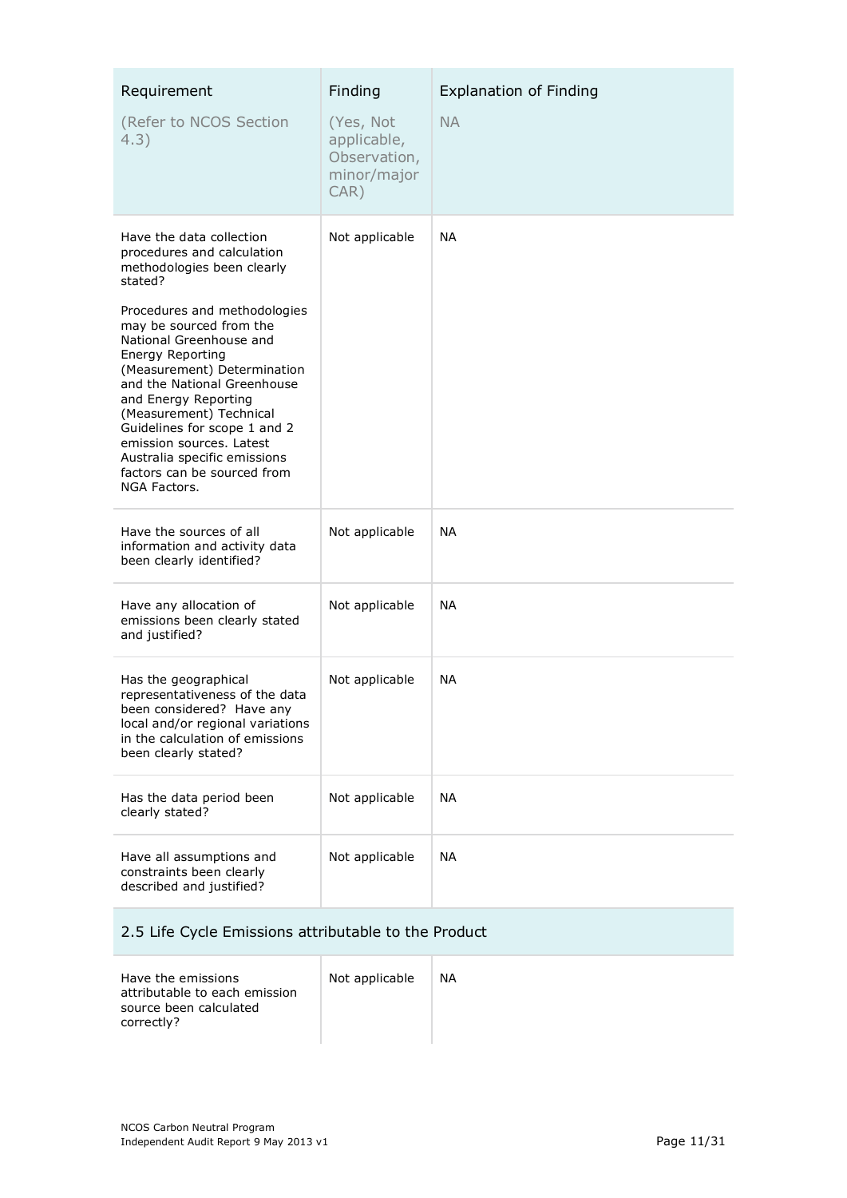| Requirement (Refer to NCOS Section 4.3) | Finding (Yes, Not applicable, Observation, minor/major CAR) | Explanation of Finding NA |
|---|---|---|
| Have the data collection procedures and calculation methodologies been clearly stated? Procedures and methodologies may be sourced from the National Greenhouse and Energy Reporting (Measurement) Determination and the National Greenhouse and Energy Reporting (Measurement) Technical Guidelines for scope 1 and 2 emission sources. Latest Australia specific emissions factors can be sourced from NGA Factors. | Not applicable | NA |
| Have the sources of all information and activity data been clearly identified? | Not applicable | NA |
| Have any allocation of emissions been clearly stated and justified? | Not applicable | NA |
| Has the geographical representativeness of the data been considered? Have any local and/or regional variations in the calculation of emissions been clearly stated? | Not applicable | NA |
| Has the data period been clearly stated? | Not applicable | NA |
| Have all assumptions and constraints been clearly described and justified? | Not applicable | NA |
| **2.5 Life Cycle Emissions attributable to the Product** | | |
| Have the emissions attributable to each emission source been calculated correctly? | Not applicable | NA |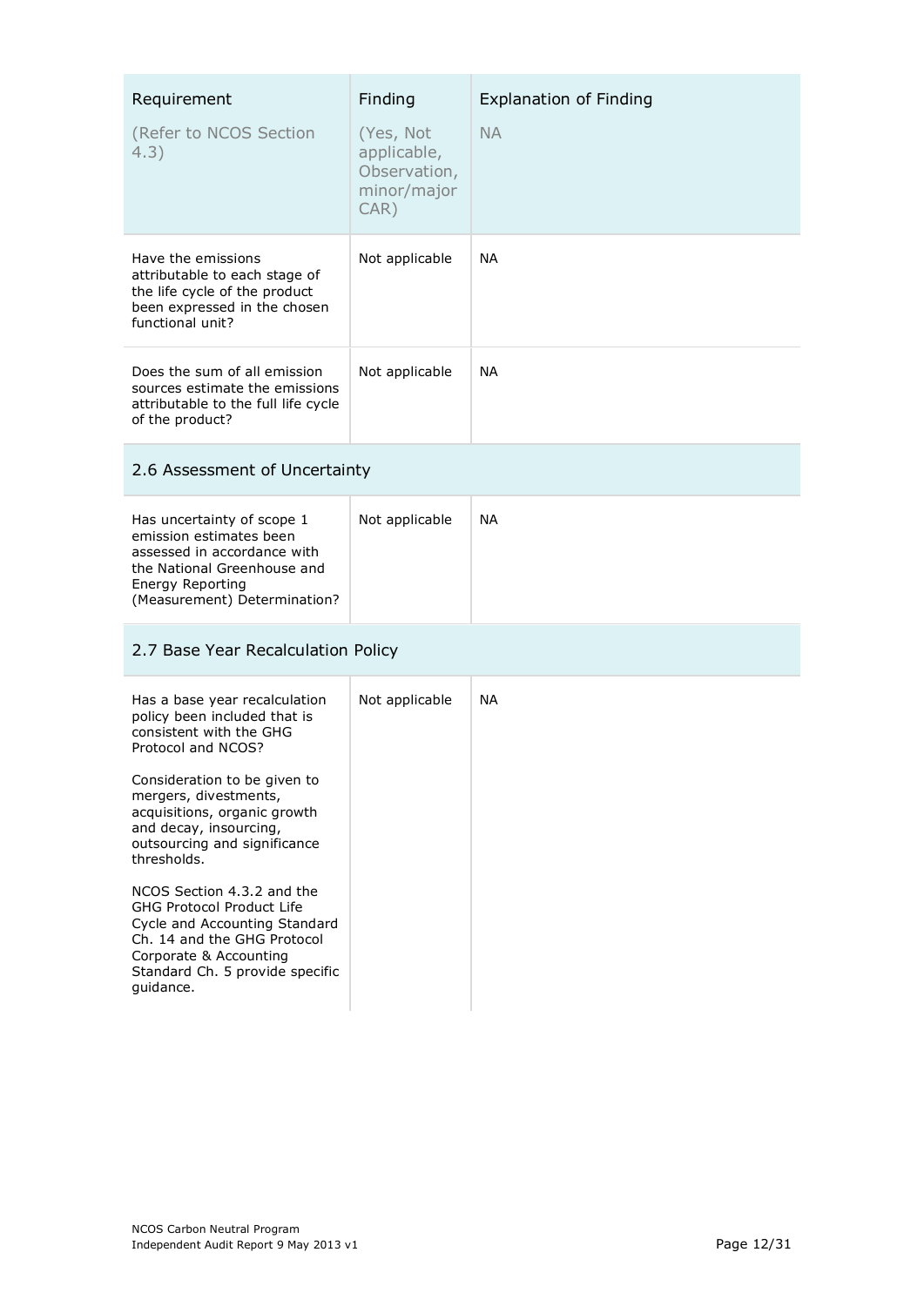| Requirement<br><br>(Refer to NCOS Section 4.3) | Finding<br><br>(Yes, Not applicable, Observation, minor/major CAR) | Explanation of Finding<br><br>NA |
|---|---|---|
| Have the emissions attributable to each stage of the life cycle of the product been expressed in the chosen functional unit? | Not applicable | NA |
| Does the sum of all emission sources estimate the emissions attributable to the full life cycle of the product? | Not applicable | NA |
| **2.6 Assessment of Uncertainty** | | |
| Has uncertainty of scope 1 emission estimates been assessed in accordance with the National Greenhouse and Energy Reporting (Measurement) Determination? | Not applicable | NA |
| **2.7 Base Year Recalculation Policy** | | |
| Has a base year recalculation policy been included that is consistent with the GHG Protocol and NCOS?<br><br>Consideration to be given to mergers, divestments, acquisitions, organic growth and decay, insourcing, outsourcing and significance thresholds.<br><br>NCOS Section 4.3.2 and the GHG Protocol Product Life Cycle and Accounting Standard Ch. 14 and the GHG Protocol Corporate & Accounting Standard Ch. 5 provide specific guidance. | Not applicable | NA |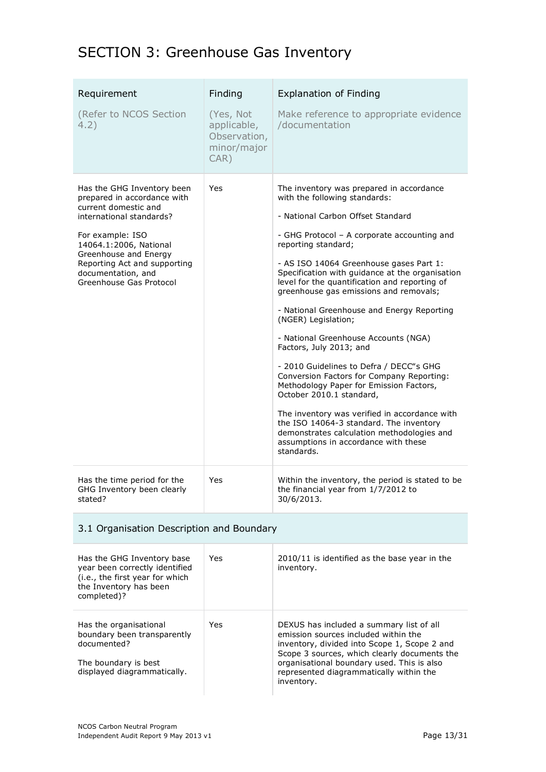# SECTION 3: Greenhouse Gas Inventory

| Requirement (Refer to NCOS Section 4.2) | Finding (Yes, Not applicable, Observation, minor/major CAR) | Explanation of Finding Make reference to appropriate evidence /documentation |
|---|---|---|
| Has the GHG Inventory been prepared in accordance with current domestic and international standards?<br><br>For example: ISO 14064.1:2006, National Greenhouse and Energy Reporting Act and supporting documentation, and Greenhouse Gas Protocol | Yes | The inventory was prepared in accordance with the following standards:<br><br>- National Carbon Offset Standard<br><br>- GHG Protocol – A corporate accounting and reporting standard;<br><br>- AS ISO 14064 Greenhouse gases Part 1: Specification with guidance at the organisation level for the quantification and reporting of greenhouse gas emissions and removals;<br><br>- National Greenhouse and Energy Reporting (NGER) Legislation;<br><br>- National Greenhouse Accounts (NGA) Factors, July 2013; and<br><br>- 2010 Guidelines to Defra / DECC"s GHG Conversion Factors for Company Reporting: Methodology Paper for Emission Factors, October 2010.1 standard,<br><br>The inventory was verified in accordance with the ISO 14064-3 standard. The inventory demonstrates calculation methodologies and assumptions in accordance with these standards. |
| Has the time period for the GHG Inventory been clearly stated? | Yes | Within the inventory, the period is stated to be the financial year from 1/7/2012 to 30/6/2013. |
| **3.1 Organisation Description and Boundary** | | |
| Has the GHG Inventory base year been correctly identified (i.e., the first year for which the Inventory has been completed)? | Yes | 2010/11 is identified as the base year in the inventory. |
| Has the organisational boundary been transparently documented?<br><br>The boundary is best displayed diagrammatically. | Yes | DEXUS has included a summary list of all emission sources included within the inventory, divided into Scope 1, Scope 2 and Scope 3 sources, which clearly documents the organisational boundary used. This is also represented diagrammatically within the inventory. |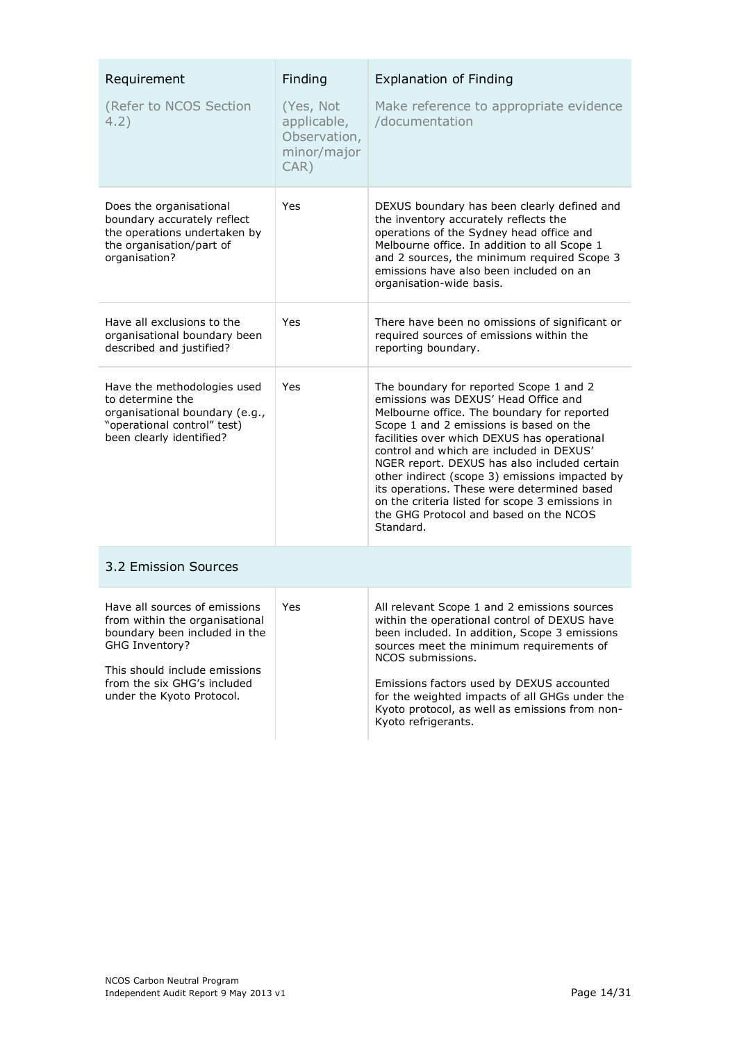| Requirement<br><br>(Refer to NCOS Section 4.2) | Finding<br><br>(Yes, Not applicable, Observation, minor/major CAR) | Explanation of Finding<br><br>Make reference to appropriate evidence /documentation |
|---|---|---|
| Does the organisational boundary accurately reflect the operations undertaken by the organisation/part of organisation? | Yes | DEXUS boundary has been clearly defined and the inventory accurately reflects the operations of the Sydney head office and Melbourne office. In addition to all Scope 1 and 2 sources, the minimum required Scope 3 emissions have also been included on an organisation-wide basis. |
| Have all exclusions to the organisational boundary been described and justified? | Yes | There have been no omissions of significant or required sources of emissions within the reporting boundary. |
| Have the methodologies used to determine the organisational boundary (e.g., "operational control" test) been clearly identified? | Yes | The boundary for reported Scope 1 and 2 emissions was DEXUS' Head Office and Melbourne office. The boundary for reported Scope 1 and 2 emissions is based on the facilities over which DEXUS has operational control and which are included in DEXUS' NGER report. DEXUS has also included certain other indirect (scope 3) emissions impacted by its operations. These were determined based on the criteria listed for scope 3 emissions in the GHG Protocol and based on the NCOS Standard. |
| **3.2 Emission Sources** | | |
| Have all sources of emissions from within the organisational boundary been included in the GHG Inventory?<br><br>This should include emissions from the six GHG's included under the Kyoto Protocol. | Yes | All relevant Scope 1 and 2 emissions sources within the operational control of DEXUS have been included. In addition, Scope 3 emissions sources meet the minimum requirements of NCOS submissions.<br><br>Emissions factors used by DEXUS accounted for the weighted impacts of all GHGs under the Kyoto protocol, as well as emissions from non-Kyoto refrigerants. |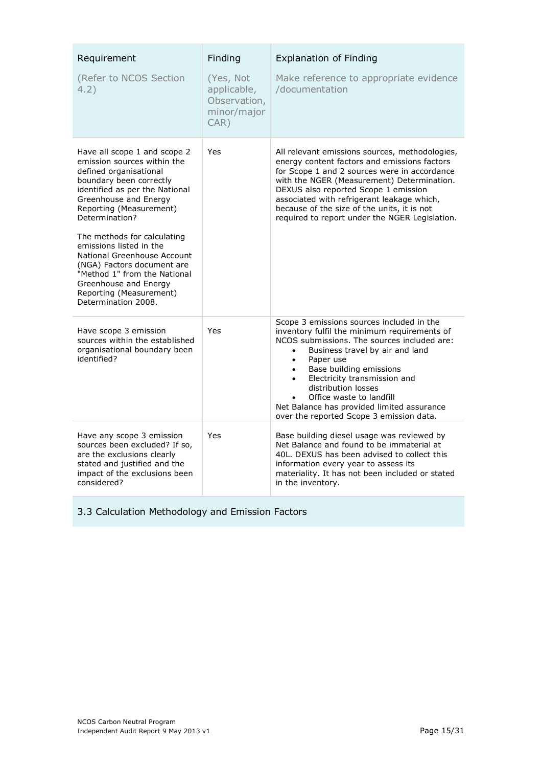| Requirement<br><br>(Refer to NCOS Section 4.2) | Finding<br><br>(Yes, Not applicable, Observation, minor/major CAR) | Explanation of Finding<br><br>Make reference to appropriate evidence /documentation |
|---|---|---|
| Have all scope 1 and scope 2 emission sources within the defined organisational boundary been correctly identified as per the National Greenhouse and Energy Reporting (Measurement) Determination?<br><br>The methods for calculating emissions listed in the National Greenhouse Account (NGA) Factors document are "Method 1" from the National Greenhouse and Energy Reporting (Measurement) Determination 2008. | Yes | All relevant emissions sources, methodologies, energy content factors and emissions factors for Scope 1 and 2 sources were in accordance with the NGER (Measurement) Determination. DEXUS also reported Scope 1 emission associated with refrigerant leakage which, because of the size of the units, it is not required to report under the NGER Legislation. |
| Have scope 3 emission sources within the established organisational boundary been identified? | Yes | Scope 3 emissions sources included in the inventory fulfil the minimum requirements of NCOS submissions. The sources included are:<br>• Business travel by air and land<br>• Paper use<br>• Base building emissions<br>• Electricity transmission and distribution losses<br>• Office waste to landfill<br>Net Balance has provided limited assurance over the reported Scope 3 emission data. |
| Have any scope 3 emission sources been excluded? If so, are the exclusions clearly stated and justified and the impact of the exclusions been considered? | Yes | Base building diesel usage was reviewed by Net Balance and found to be immaterial at 40L. DEXUS has been advised to collect this information every year to assess its materiality. It has not been included or stated in the inventory. |

### 3.3 Calculation Methodology and Emission Factors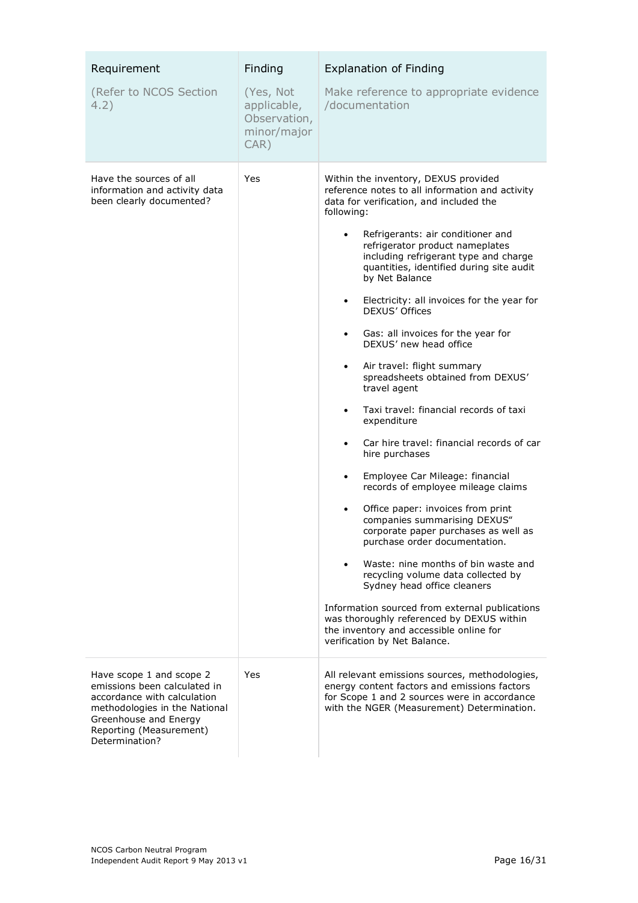| Requirement (Refer to NCOS Section 4.2) | Finding (Yes, Not applicable, Observation, minor/major CAR) | Explanation of Finding Make reference to appropriate evidence /documentation |
|---|---|---|
| Have the sources of all information and activity data been clearly documented? | Yes | Within the inventory, DEXUS provided reference notes to all information and activity data for verification, and included the following:<br><br>• Refrigerants: air conditioner and refrigerator product nameplates including refrigerant type and charge quantities, identified during site audit by Net Balance<br>• Electricity: all invoices for the year for DEXUS' Offices<br>• Gas: all invoices for the year for DEXUS' new head office<br>• Air travel: flight summary spreadsheets obtained from DEXUS' travel agent<br>• Taxi travel: financial records of taxi expenditure<br>• Car hire travel: financial records of car hire purchases<br>• Employee Car Mileage: financial records of employee mileage claims<br>• Office paper: invoices from print companies summarising DEXUS" corporate paper purchases as well as purchase order documentation.<br>• Waste: nine months of bin waste and recycling volume data collected by Sydney head office cleaners<br><br>Information sourced from external publications was thoroughly referenced by DEXUS within the inventory and accessible online for verification by Net Balance. |
| Have scope 1 and scope 2 emissions been calculated in accordance with calculation methodologies in the National Greenhouse and Energy Reporting (Measurement) Determination? | Yes | All relevant emissions sources, methodologies, energy content factors and emissions factors for Scope 1 and 2 sources were in accordance with the NGER (Measurement) Determination. |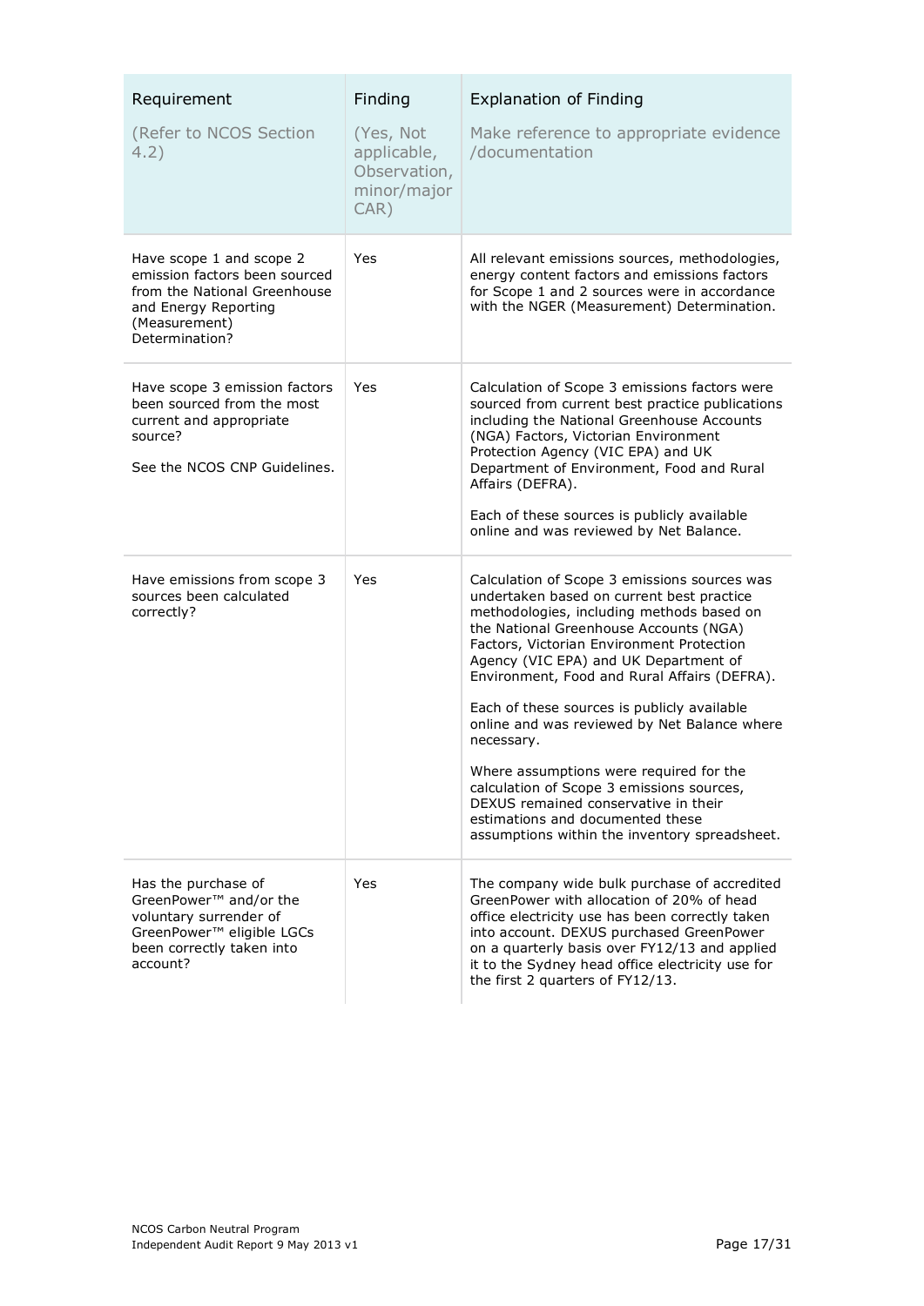| Requirement<br>(Refer to NCOS Section 4.2) | Finding<br>(Yes, Not applicable, Observation, minor/major CAR) | Explanation of Finding<br>Make reference to appropriate evidence /documentation |
|---|---|---|
| Have scope 1 and scope 2 emission factors been sourced from the National Greenhouse and Energy Reporting (Measurement) Determination? | Yes | All relevant emissions sources, methodologies, energy content factors and emissions factors for Scope 1 and 2 sources were in accordance with the NGER (Measurement) Determination. |
| Have scope 3 emission factors been sourced from the most current and appropriate source?<br><br>See the NCOS CNP Guidelines. | Yes | Calculation of Scope 3 emissions factors were sourced from current best practice publications including the National Greenhouse Accounts (NGA) Factors, Victorian Environment Protection Agency (VIC EPA) and UK Department of Environment, Food and Rural Affairs (DEFRA).<br><br>Each of these sources is publicly available online and was reviewed by Net Balance. |
| Have emissions from scope 3 sources been calculated correctly? | Yes | Calculation of Scope 3 emissions sources was undertaken based on current best practice methodologies, including methods based on the National Greenhouse Accounts (NGA) Factors, Victorian Environment Protection Agency (VIC EPA) and UK Department of Environment, Food and Rural Affairs (DEFRA).<br><br>Each of these sources is publicly available online and was reviewed by Net Balance where necessary.<br><br>Where assumptions were required for the calculation of Scope 3 emissions sources, DEXUS remained conservative in their estimations and documented these assumptions within the inventory spreadsheet. |
| Has the purchase of GreenPower™ and/or the voluntary surrender of GreenPower™ eligible LGCs been correctly taken into account? | Yes | The company wide bulk purchase of accredited GreenPower with allocation of 20% of head office electricity use has been correctly taken into account. DEXUS purchased GreenPower on a quarterly basis over FY12/13 and applied it to the Sydney head office electricity use for the first 2 quarters of FY12/13. |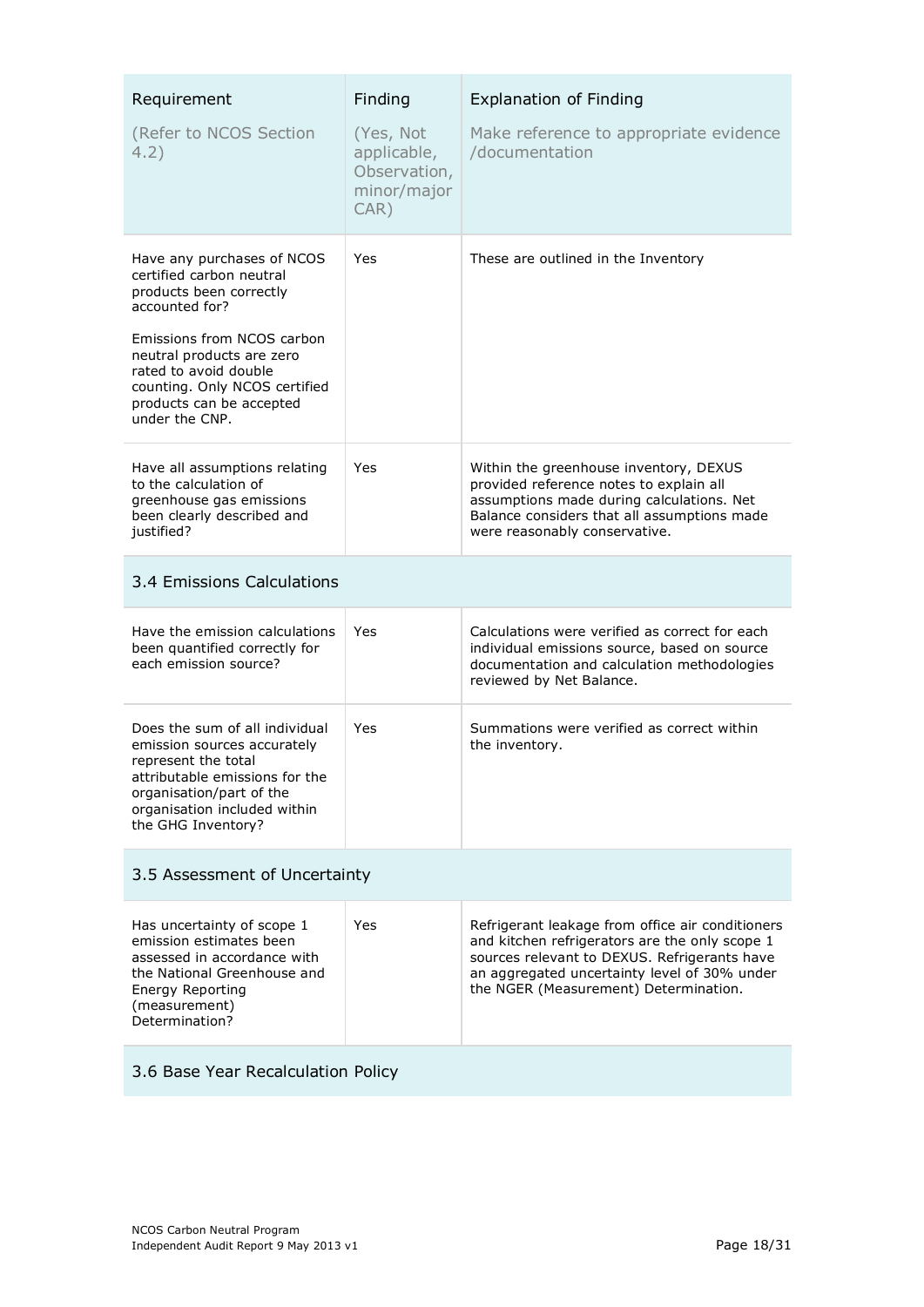| Requirement (Refer to NCOS Section 4.2) | Finding (Yes, Not applicable, Observation, minor/major CAR) | Explanation of Finding Make reference to appropriate evidence /documentation |
|---|---|---|
| Have any purchases of NCOS certified carbon neutral products been correctly accounted for?<br><br>Emissions from NCOS carbon neutral products are zero rated to avoid double counting. Only NCOS certified products can be accepted under the CNP. | Yes | These are outlined in the Inventory |
| Have all assumptions relating to the calculation of greenhouse gas emissions been clearly described and justified? | Yes | Within the greenhouse inventory, DEXUS provided reference notes to explain all assumptions made during calculations. Net Balance considers that all assumptions made were reasonably conservative. |
| **3.4 Emissions Calculations** | | |
| Have the emission calculations been quantified correctly for each emission source? | Yes | Calculations were verified as correct for each individual emissions source, based on source documentation and calculation methodologies reviewed by Net Balance. |
| Does the sum of all individual emission sources accurately represent the total attributable emissions for the organisation/part of the organisation included within the GHG Inventory? | Yes | Summations were verified as correct within the inventory. |
| **3.5 Assessment of Uncertainty** | | |
| Has uncertainty of scope 1 emission estimates been assessed in accordance with the National Greenhouse and Energy Reporting (measurement) Determination? | Yes | Refrigerant leakage from office air conditioners and kitchen refrigerators are the only scope 1 sources relevant to DEXUS. Refrigerants have an aggregated uncertainty level of 30% under the NGER (Measurement) Determination. |
| **3.6 Base Year Recalculation Policy** | | |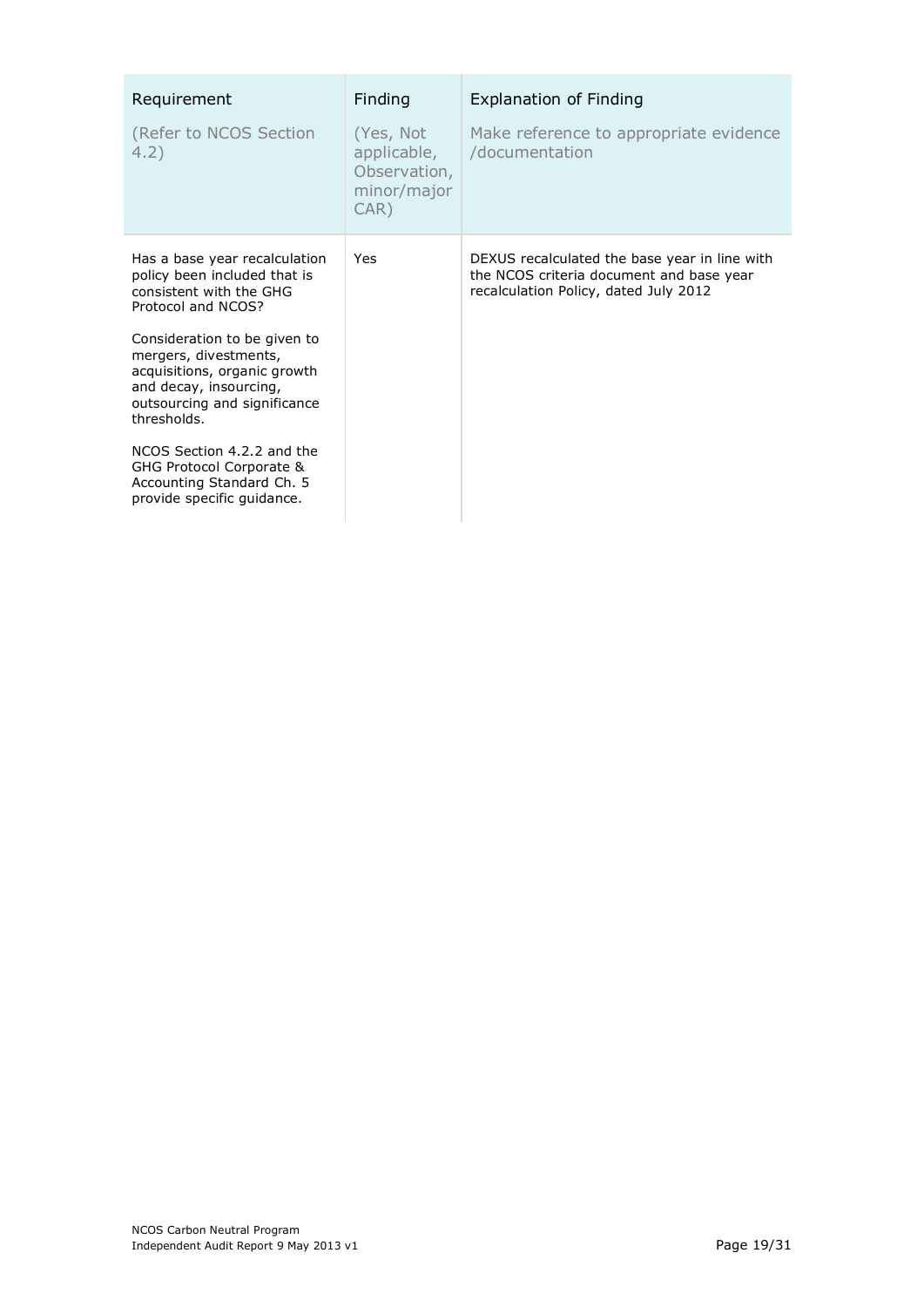| Requirement<br><br>(Refer to NCOS Section 4.2) | Finding<br><br>(Yes, Not applicable, Observation, minor/major CAR) | Explanation of Finding<br><br>Make reference to appropriate evidence /documentation |
|---|---|---|
| Has a base year recalculation policy been included that is consistent with the GHG Protocol and NCOS?<br><br>Consideration to be given to mergers, divestments, acquisitions, organic growth and decay, insourcing, outsourcing and significance thresholds.<br><br>NCOS Section 4.2.2 and the GHG Protocol Corporate & Accounting Standard Ch. 5 provide specific guidance. | Yes | DEXUS recalculated the base year in line with the NCOS criteria document and base year recalculation Policy, dated July 2012 |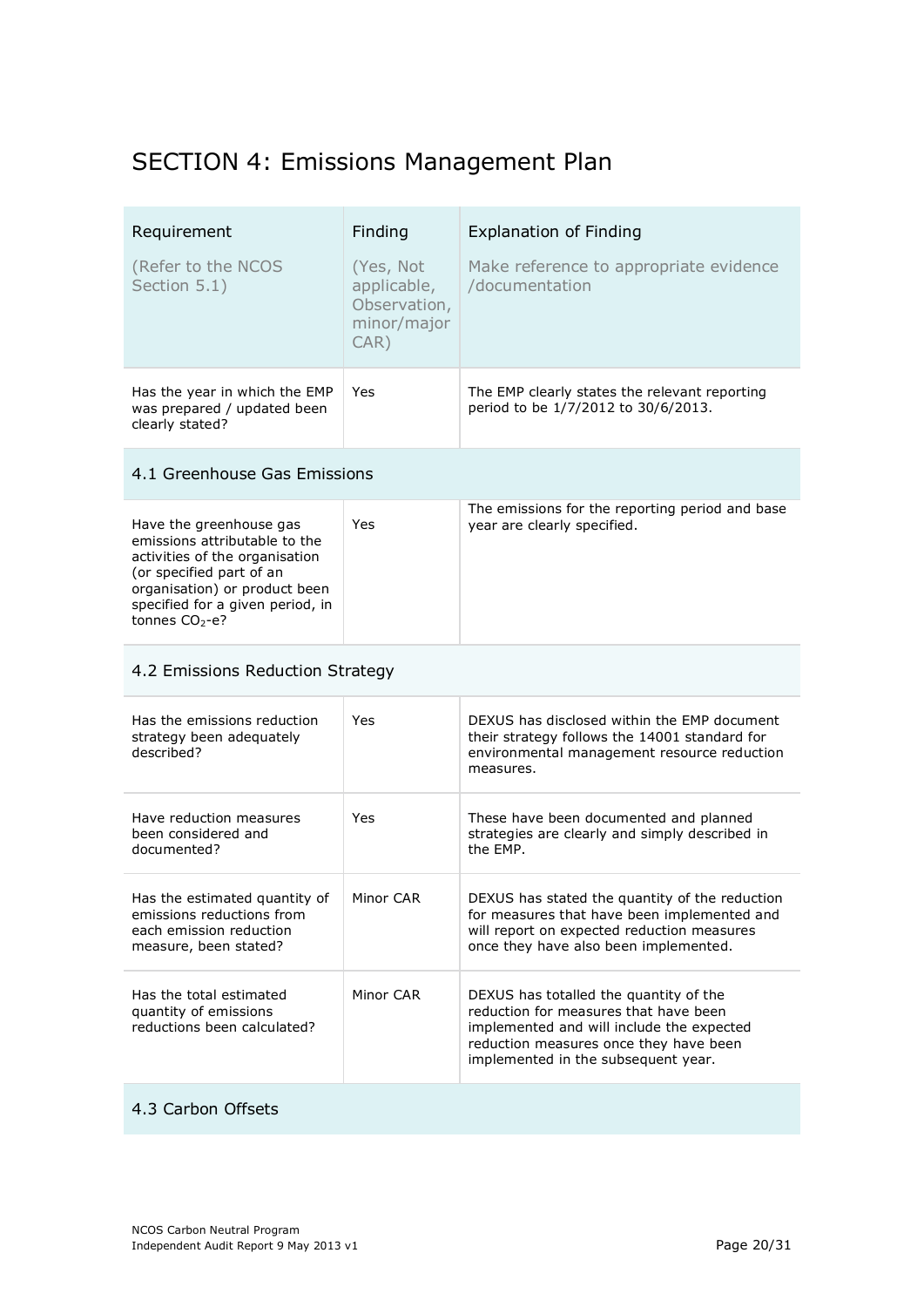# SECTION 4: Emissions Management Plan

| Requirement (Refer to the NCOS Section 5.1) | Finding (Yes, Not applicable, Observation, minor/major CAR) | Explanation of Finding Make reference to appropriate evidence /documentation |
|---|---|---|
| Has the year in which the EMP was prepared / updated been clearly stated? | Yes | The EMP clearly states the relevant reporting period to be 1/7/2012 to 30/6/2013. |
| **4.1 Greenhouse Gas Emissions** | | |
| Have the greenhouse gas emissions attributable to the activities of the organisation (or specified part of an organisation) or product been specified for a given period, in tonnes $CO_2$-e? | Yes | The emissions for the reporting period and base year are clearly specified. |
| **4.2 Emissions Reduction Strategy** | | |
| Has the emissions reduction strategy been adequately described? | Yes | DEXUS has disclosed within the EMP document their strategy follows the 14001 standard for environmental management resource reduction measures. |
| Have reduction measures been considered and documented? | Yes | These have been documented and planned strategies are clearly and simply described in the EMP. |
| Has the estimated quantity of emissions reductions from each emission reduction measure, been stated? | Minor CAR | DEXUS has stated the quantity of the reduction for measures that have been implemented and will report on expected reduction measures once they have also been implemented. |
| Has the total estimated quantity of emissions reductions been calculated? | Minor CAR | DEXUS has totalled the quantity of the reduction for measures that have been implemented and will include the expected reduction measures once they have been implemented in the subsequent year. |
| **4.3 Carbon Offsets** | | |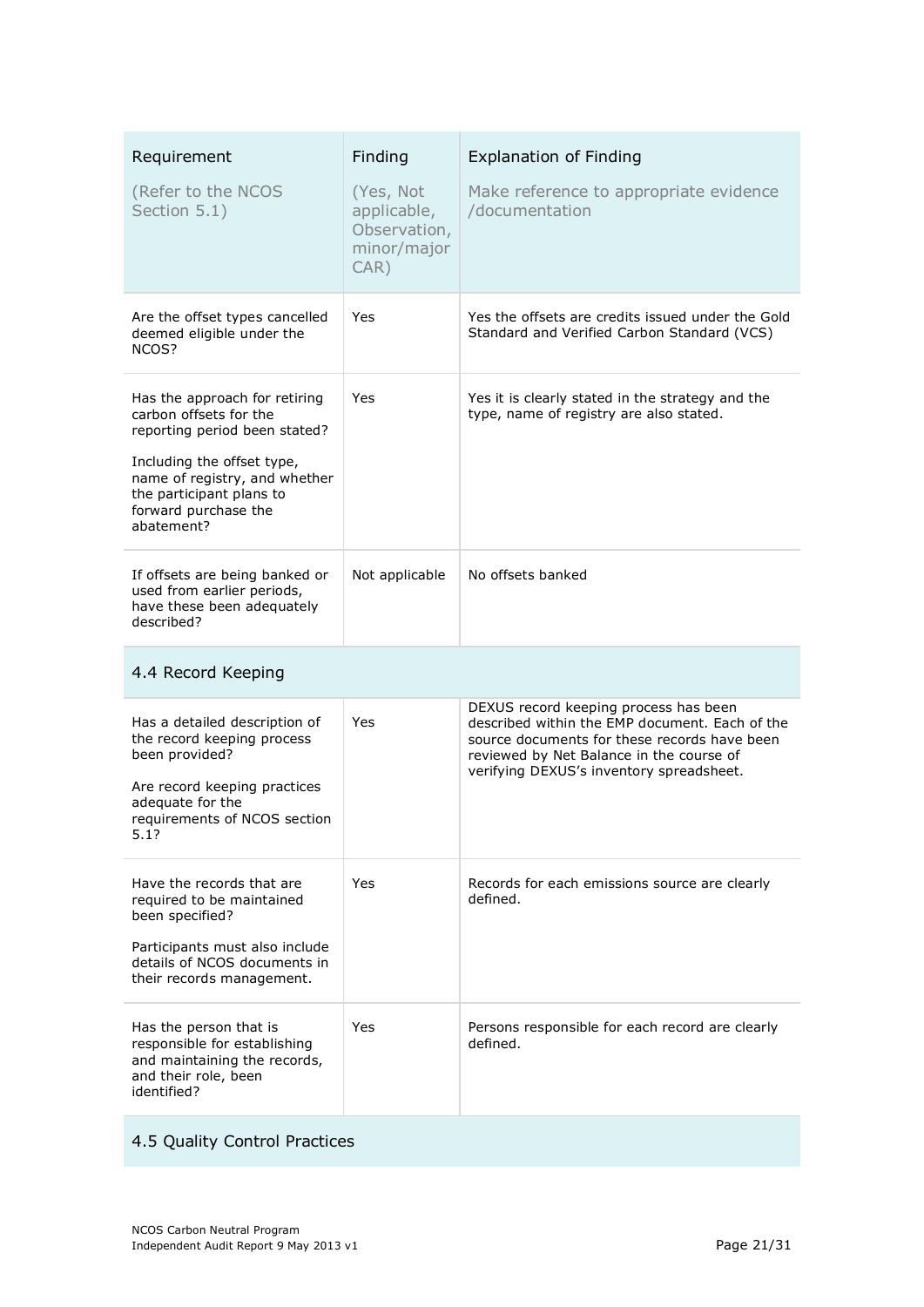| Requirement (Refer to the NCOS Section 5.1) | Finding (Yes, Not applicable, Observation, minor/major CAR) | Explanation of Finding Make reference to appropriate evidence /documentation |
|---|---|---|
| Are the offset types cancelled deemed eligible under the NCOS? | Yes | Yes the offsets are credits issued under the Gold Standard and Verified Carbon Standard (VCS) |
| Has the approach for retiring carbon offsets for the reporting period been stated? Including the offset type, name of registry, and whether the participant plans to forward purchase the abatement? | Yes | Yes it is clearly stated in the strategy and the type, name of registry are also stated. |
| If offsets are being banked or used from earlier periods, have these been adequately described? | Not applicable | No offsets banked |
| **4.4 Record Keeping** | | |
| Has a detailed description of the record keeping process been provided? Are record keeping practices adequate for the requirements of NCOS section 5.1? | Yes | DEXUS record keeping process has been described within the EMP document. Each of the source documents for these records have been reviewed by Net Balance in the course of verifying DEXUS's inventory spreadsheet. |
| Have the records that are required to be maintained been specified? Participants must also include details of NCOS documents in their records management. | Yes | Records for each emissions source are clearly defined. |
| Has the person that is responsible for establishing and maintaining the records, and their role, been identified? | Yes | Persons responsible for each record are clearly defined. |
| **4.5 Quality Control Practices** | | |

NCOS Carbon Neutral Program
Independent Audit Report 9 May 2013 v1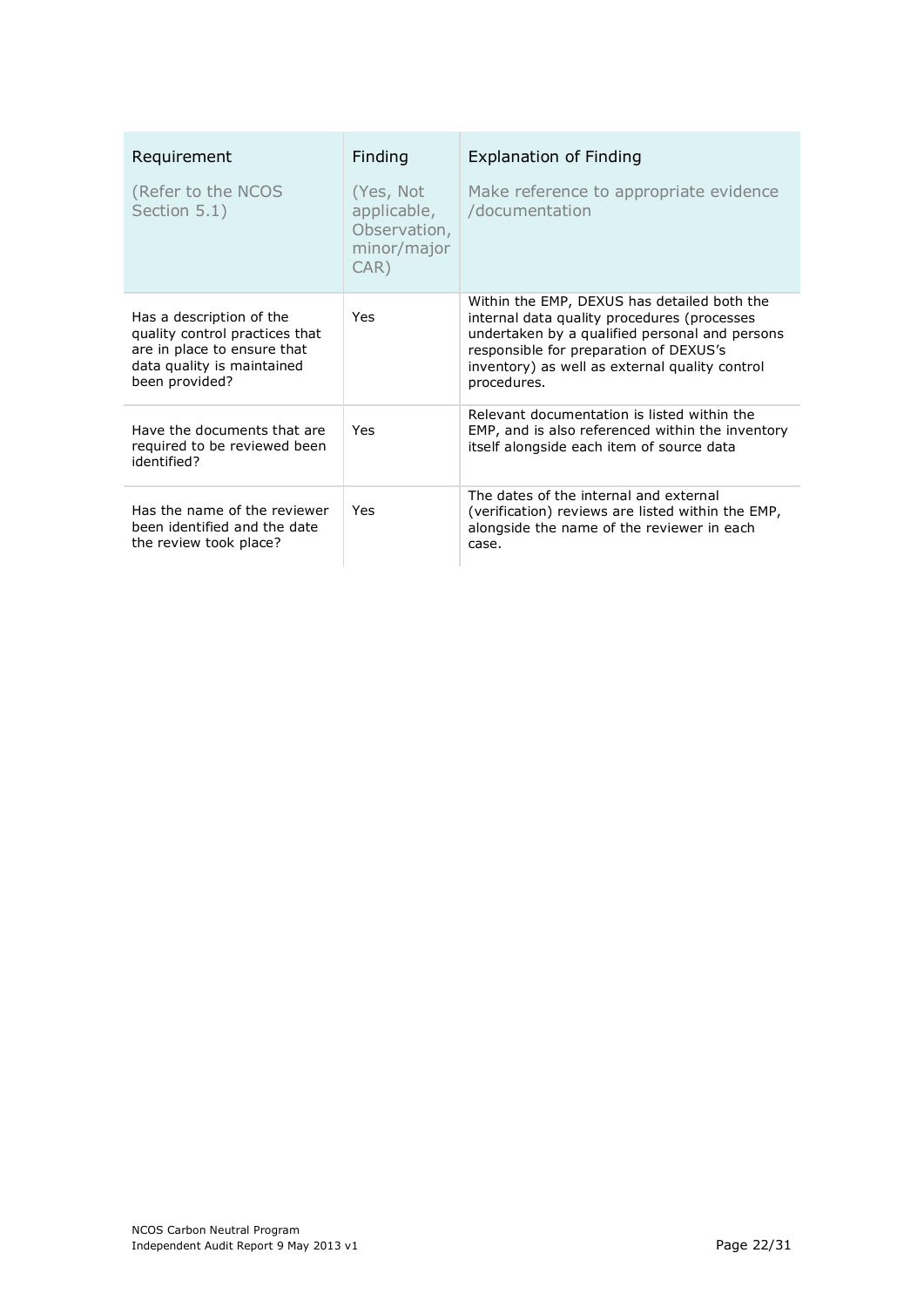| Requirement (Refer to the NCOS Section 5.1) | Finding (Yes, Not applicable, Observation, minor/major CAR) | Explanation of Finding Make reference to appropriate evidence /documentation |
|---|---|---|
| Has a description of the quality control practices that are in place to ensure that data quality is maintained been provided? | Yes | Within the EMP, DEXUS has detailed both the internal data quality procedures (processes undertaken by a qualified personal and persons responsible for preparation of DEXUS's inventory) as well as external quality control procedures. |
| Have the documents that are required to be reviewed been identified? | Yes | Relevant documentation is listed within the EMP, and is also referenced within the inventory itself alongside each item of source data |
| Has the name of the reviewer been identified and the date the review took place? | Yes | The dates of the internal and external (verification) reviews are listed within the EMP, alongside the name of the reviewer in each case. |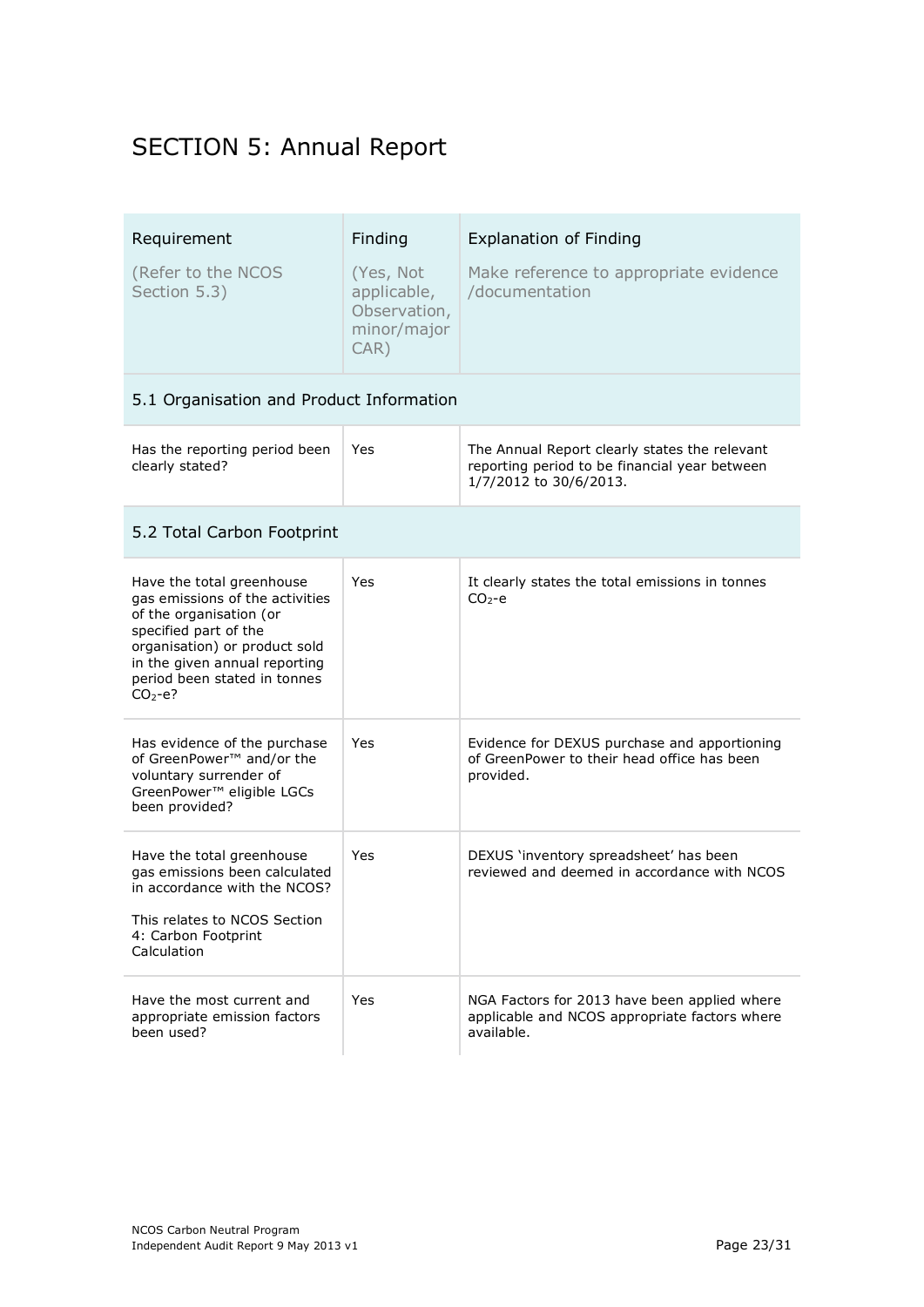# SECTION 5: Annual Report

| Requirement (Refer to the NCOS Section 5.3) | Finding (Yes, Not applicable, Observation, minor/major CAR) | Explanation of Finding Make reference to appropriate evidence /documentation |
|---|---|---|
| **5.1 Organisation and Product Information** | | |
| Has the reporting period been clearly stated? | Yes | The Annual Report clearly states the relevant reporting period to be financial year between 1/7/2012 to 30/6/2013. |
| **5.2 Total Carbon Footprint** | | |
| Have the total greenhouse gas emissions of the activities of the organisation (or specified part of the organisation) or product sold in the given annual reporting period been stated in tonnes $CO_2$-e? | Yes | It clearly states the total emissions in tonnes $CO_2$-e |
| Has evidence of the purchase of GreenPower™ and/or the voluntary surrender of GreenPower™ eligible LGCs been provided? | Yes | Evidence for DEXUS purchase and apportioning of GreenPower to their head office has been provided. |
| Have the total greenhouse gas emissions been calculated in accordance with the NCOS? This relates to NCOS Section 4: Carbon Footprint Calculation | Yes | DEXUS 'inventory spreadsheet' has been reviewed and deemed in accordance with NCOS |
| Have the most current and appropriate emission factors been used? | Yes | NGA Factors for 2013 have been applied where applicable and NCOS appropriate factors where available. |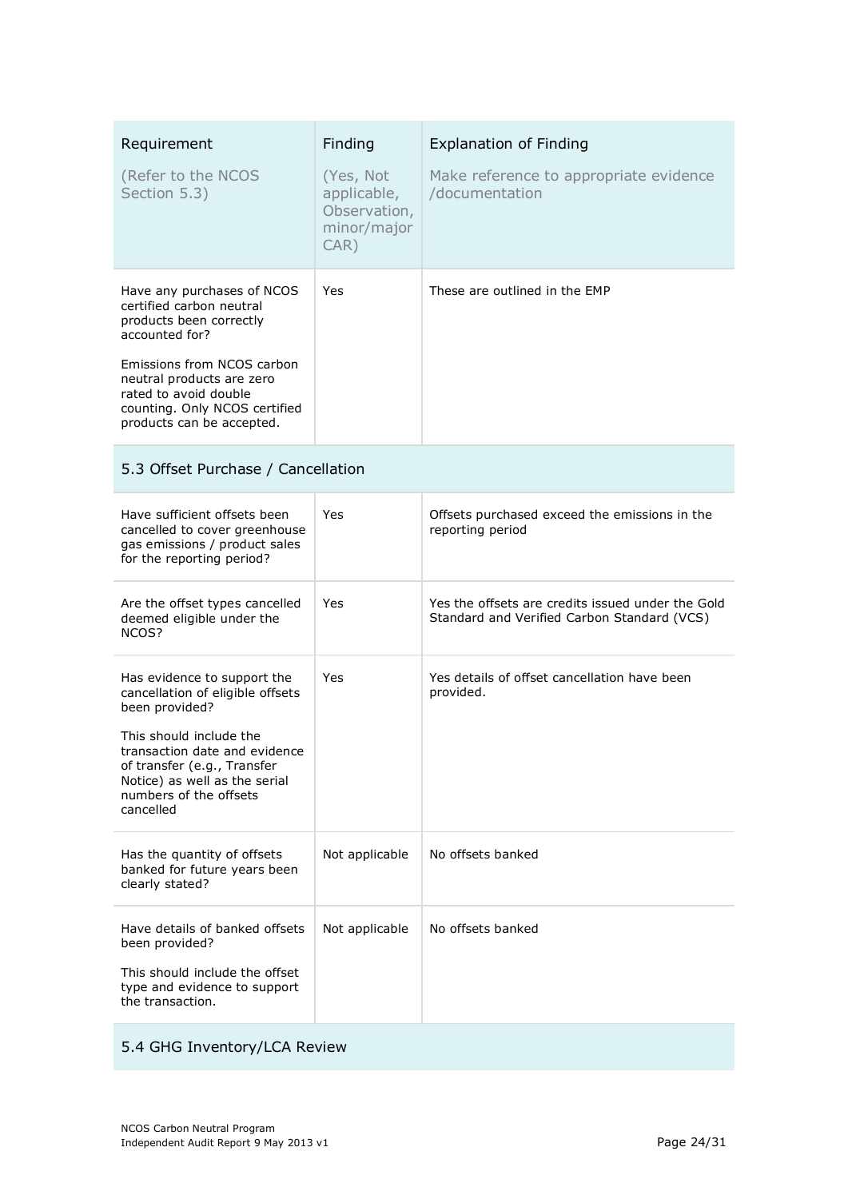| Requirement<br><br>(Refer to the NCOS Section 5.3) | Finding<br><br>(Yes, Not applicable, Observation, minor/major CAR) | Explanation of Finding<br><br>Make reference to appropriate evidence /documentation |
|---|---|---|
| Have any purchases of NCOS certified carbon neutral products been correctly accounted for?<br><br>Emissions from NCOS carbon neutral products are zero rated to avoid double counting. Only NCOS certified products can be accepted. | Yes | These are outlined in the EMP |
| **5.3 Offset Purchase / Cancellation** | | |
| Have sufficient offsets been cancelled to cover greenhouse gas emissions / product sales for the reporting period? | Yes | Offsets purchased exceed the emissions in the reporting period |
| Are the offset types cancelled deemed eligible under the NCOS? | Yes | Yes the offsets are credits issued under the Gold Standard and Verified Carbon Standard (VCS) |
| Has evidence to support the cancellation of eligible offsets been provided?<br><br>This should include the transaction date and evidence of transfer (e.g., Transfer Notice) as well as the serial numbers of the offsets cancelled | Yes | Yes details of offset cancellation have been provided. |
| Has the quantity of offsets banked for future years been clearly stated? | Not applicable | No offsets banked |
| Have details of banked offsets been provided?<br><br>This should include the offset type and evidence to support the transaction. | Not applicable | No offsets banked |
| **5.4 GHG Inventory/LCA Review** | | |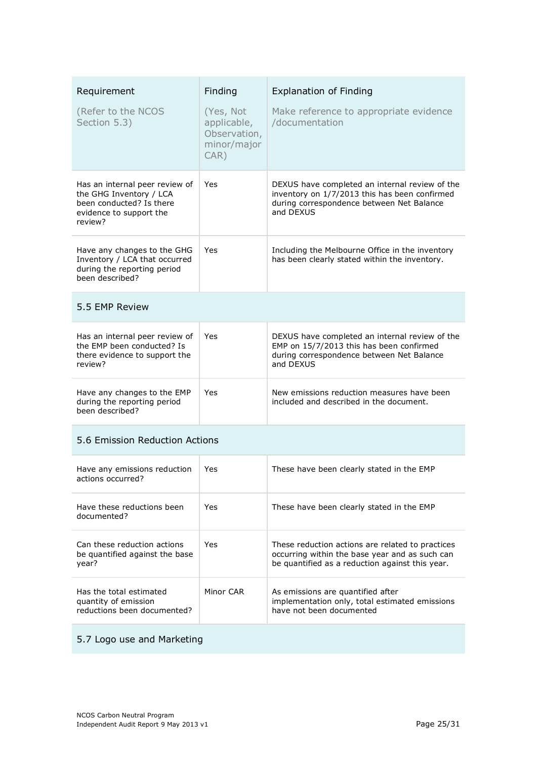| Requirement (Refer to the NCOS Section 5.3) | Finding (Yes, Not applicable, Observation, minor/major CAR) | Explanation of Finding Make reference to appropriate evidence /documentation |
|---|---|---|
| Has an internal peer review of the GHG Inventory / LCA been conducted? Is there evidence to support the review? | Yes | DEXUS have completed an internal review of the inventory on 1/7/2013 this has been confirmed during correspondence between Net Balance and DEXUS |
| Have any changes to the GHG Inventory / LCA that occurred during the reporting period been described? | Yes | Including the Melbourne Office in the inventory has been clearly stated within the inventory. |
| **5.5 EMP Review** | | |
| Has an internal peer review of the EMP been conducted? Is there evidence to support the review? | Yes | DEXUS have completed an internal review of the EMP on 15/7/2013 this has been confirmed during correspondence between Net Balance and DEXUS |
| Have any changes to the EMP during the reporting period been described? | Yes | New emissions reduction measures have been included and described in the document. |
| **5.6 Emission Reduction Actions** | | |
| Have any emissions reduction actions occurred? | Yes | These have been clearly stated in the EMP |
| Have these reductions been documented? | Yes | These have been clearly stated in the EMP |
| Can these reduction actions be quantified against the base year? | Yes | These reduction actions are related to practices occurring within the base year and as such can be quantified as a reduction against this year. |
| Has the total estimated quantity of emission reductions been documented? | Minor CAR | As emissions are quantified after implementation only, total estimated emissions have not been documented |
| **5.7 Logo use and Marketing** | | |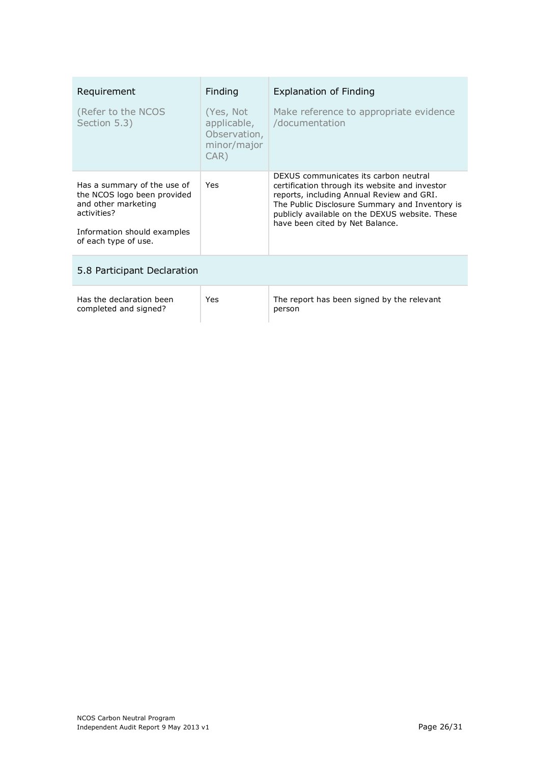| Requirement<br><br>(Refer to the NCOS Section 5.3) | Finding<br><br>(Yes, Not applicable, Observation, minor/major CAR) | Explanation of Finding<br><br>Make reference to appropriate evidence /documentation |
|---|---|---|
| Has a summary of the use of the NCOS logo been provided and other marketing activities?<br><br>Information should examples of each type of use. | Yes | DEXUS communicates its carbon neutral certification through its website and investor reports, including Annual Review and GRI. The Public Disclosure Summary and Inventory is publicly available on the DEXUS website. These have been cited by Net Balance. |
| **5.8 Participant Declaration** | | |
| Has the declaration been completed and signed? | Yes | The report has been signed by the relevant person |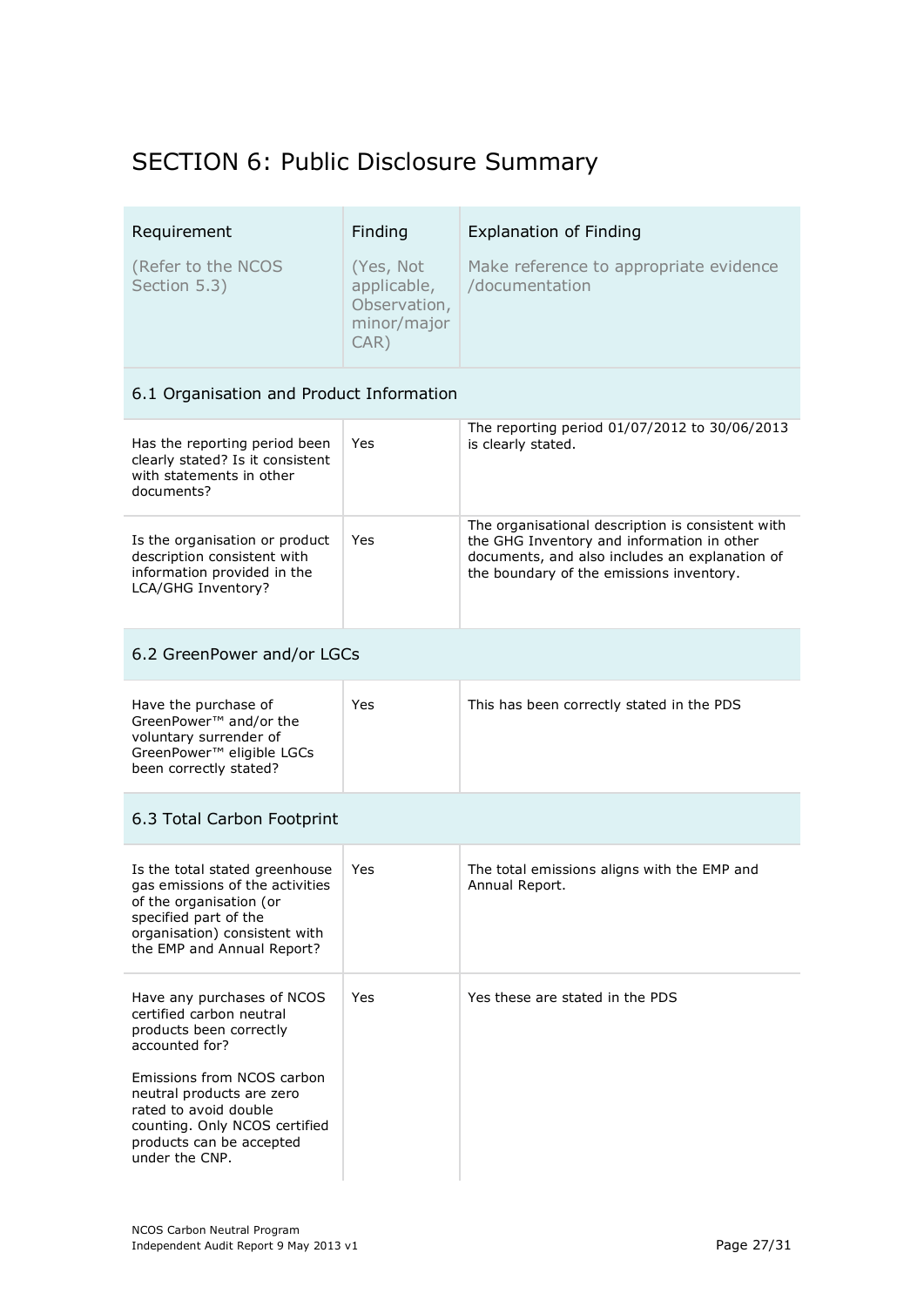# SECTION 6: Public Disclosure Summary

| Requirement (Refer to the NCOS Section 5.3) | Finding (Yes, Not applicable, Observation, minor/major CAR) | Explanation of Finding Make reference to appropriate evidence /documentation |
|---|---|---|
| **6.1 Organisation and Product Information** | | |
| Has the reporting period been clearly stated? Is it consistent with statements in other documents? | Yes | The reporting period 01/07/2012 to 30/06/2013 is clearly stated. |
| Is the organisation or product description consistent with information provided in the LCA/GHG Inventory? | Yes | The organisational description is consistent with the GHG Inventory and information in other documents, and also includes an explanation of the boundary of the emissions inventory. |
| **6.2 GreenPower and/or LGCs** | | |
| Have the purchase of GreenPower™ and/or the voluntary surrender of GreenPower™ eligible LGCs been correctly stated? | Yes | This has been correctly stated in the PDS |
| **6.3 Total Carbon Footprint** | | |
| Is the total stated greenhouse gas emissions of the activities of the organisation (or specified part of the organisation) consistent with the EMP and Annual Report? | Yes | The total emissions aligns with the EMP and Annual Report. |
| Have any purchases of NCOS certified carbon neutral products been correctly accounted for? Emissions from NCOS carbon neutral products are zero rated to avoid double counting. Only NCOS certified products can be accepted under the CNP. | Yes | Yes these are stated in the PDS |

NCOS Carbon Neutral Program
Independent Audit Report 9 May 2013 v1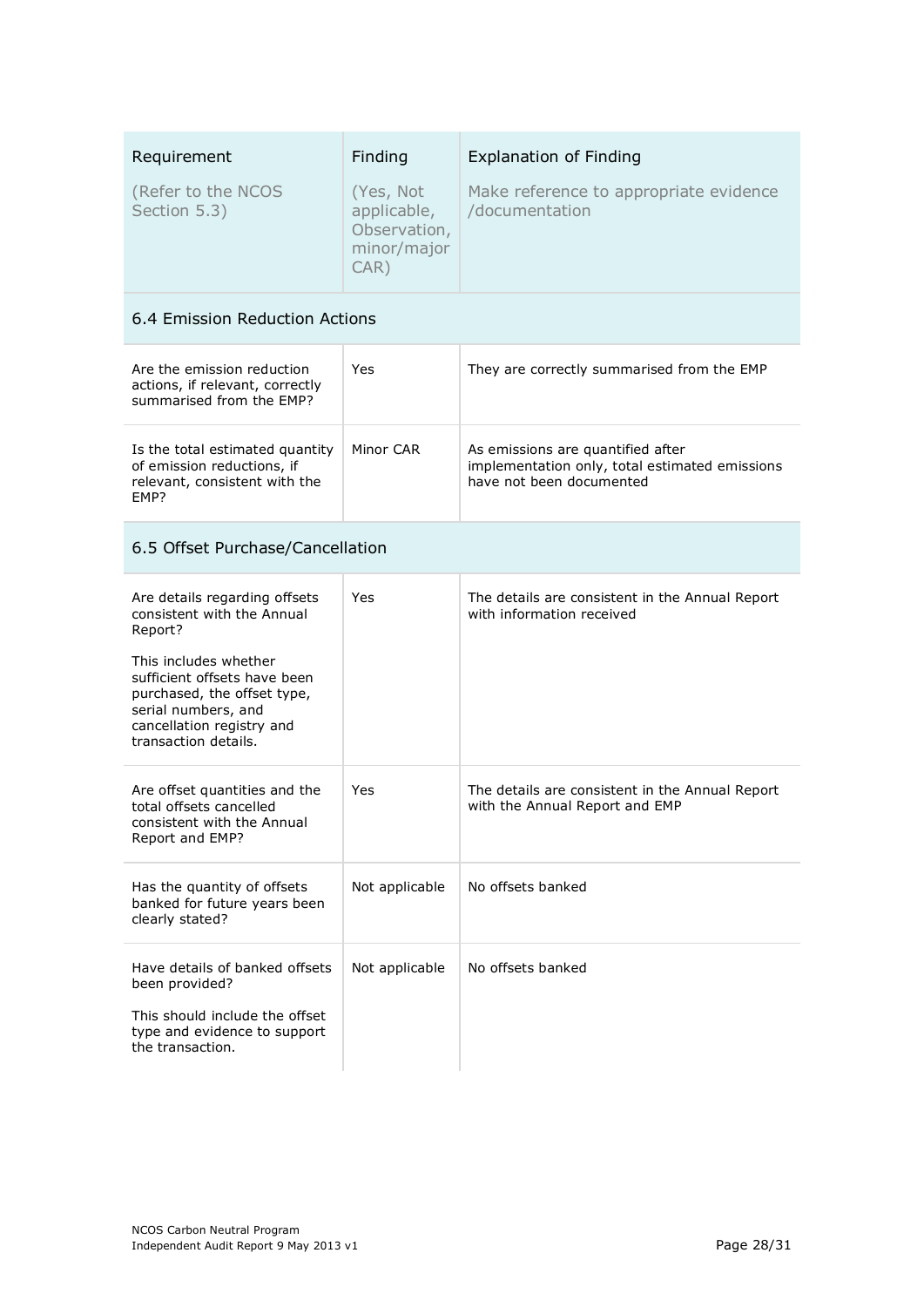| Requirement (Refer to the NCOS Section 5.3) | Finding (Yes, Not applicable, Observation, minor/major CAR) | Explanation of Finding Make reference to appropriate evidence /documentation |
|---|---|---|
| **6.4 Emission Reduction Actions** | | |
| Are the emission reduction actions, if relevant, correctly summarised from the EMP? | Yes | They are correctly summarised from the EMP |
| Is the total estimated quantity of emission reductions, if relevant, consistent with the EMP? | Minor CAR | As emissions are quantified after implementation only, total estimated emissions have not been documented |
| **6.5 Offset Purchase/Cancellation** | | |
| Are details regarding offsets consistent with the Annual Report? This includes whether sufficient offsets have been purchased, the offset type, serial numbers, and cancellation registry and transaction details. | Yes | The details are consistent in the Annual Report with information received |
| Are offset quantities and the total offsets cancelled consistent with the Annual Report and EMP? | Yes | The details are consistent in the Annual Report with the Annual Report and EMP |
| Has the quantity of offsets banked for future years been clearly stated? | Not applicable | No offsets banked |
| Have details of banked offsets been provided? This should include the offset type and evidence to support the transaction. | Not applicable | No offsets banked |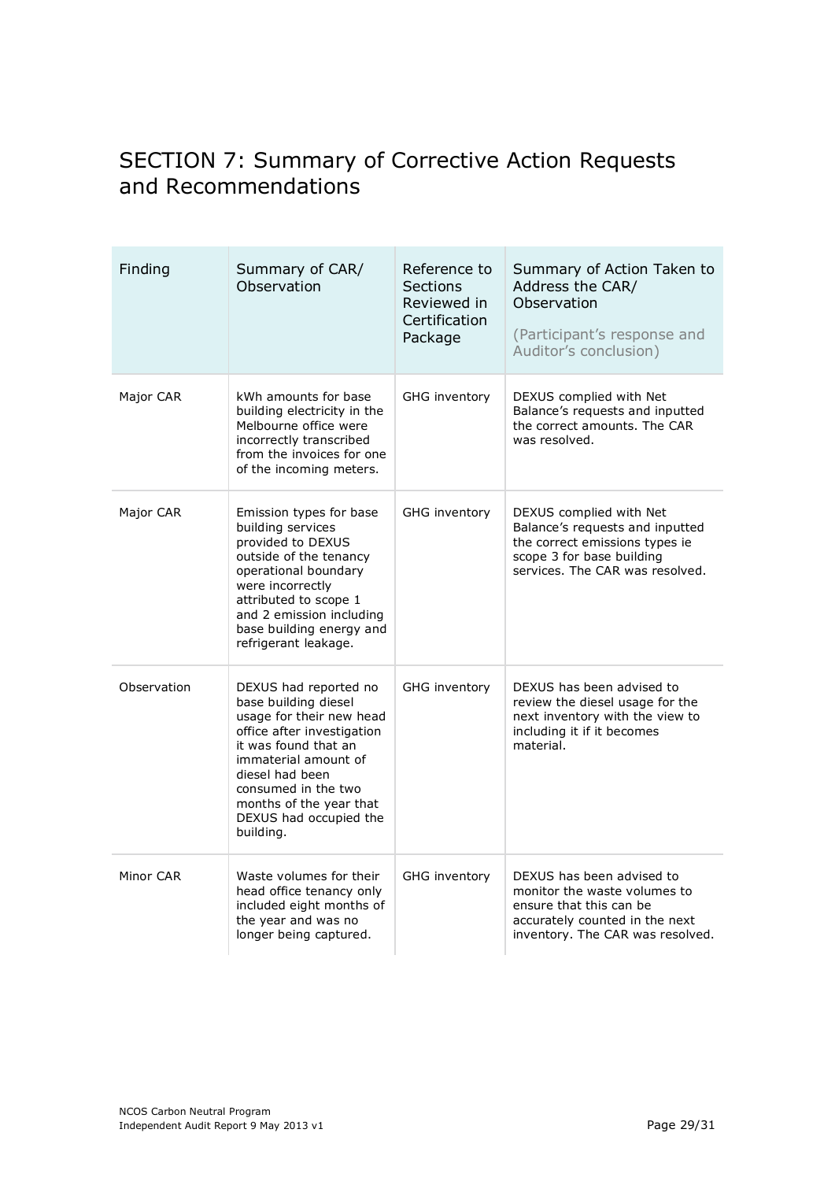# SECTION 7: Summary of Corrective Action Requests and Recommendations

| Finding | Summary of CAR/ Observation | Reference to Sections Reviewed in Certification Package | Summary of Action Taken to Address the CAR/ Observation (Participant's response and Auditor's conclusion) |
|---|---|---|---|
| Major CAR | kWh amounts for base building electricity in the Melbourne office were incorrectly transcribed from the invoices for one of the incoming meters. | GHG inventory | DEXUS complied with Net Balance's requests and inputted the correct amounts. The CAR was resolved. |
| Major CAR | Emission types for base building services provided to DEXUS outside of the tenancy operational boundary were incorrectly attributed to scope 1 and 2 emission including base building energy and refrigerant leakage. | GHG inventory | DEXUS complied with Net Balance's requests and inputted the correct emissions types ie scope 3 for base building services. The CAR was resolved. |
| Observation | DEXUS had reported no base building diesel usage for their new head office after investigation it was found that an immaterial amount of diesel had been consumed in the two months of the year that DEXUS had occupied the building. | GHG inventory | DEXUS has been advised to review the diesel usage for the next inventory with the view to including it if it becomes material. |
| Minor CAR | Waste volumes for their head office tenancy only included eight months of the year and was no longer being captured. | GHG inventory | DEXUS has been advised to monitor the waste volumes to ensure that this can be accurately counted in the next inventory. The CAR was resolved. |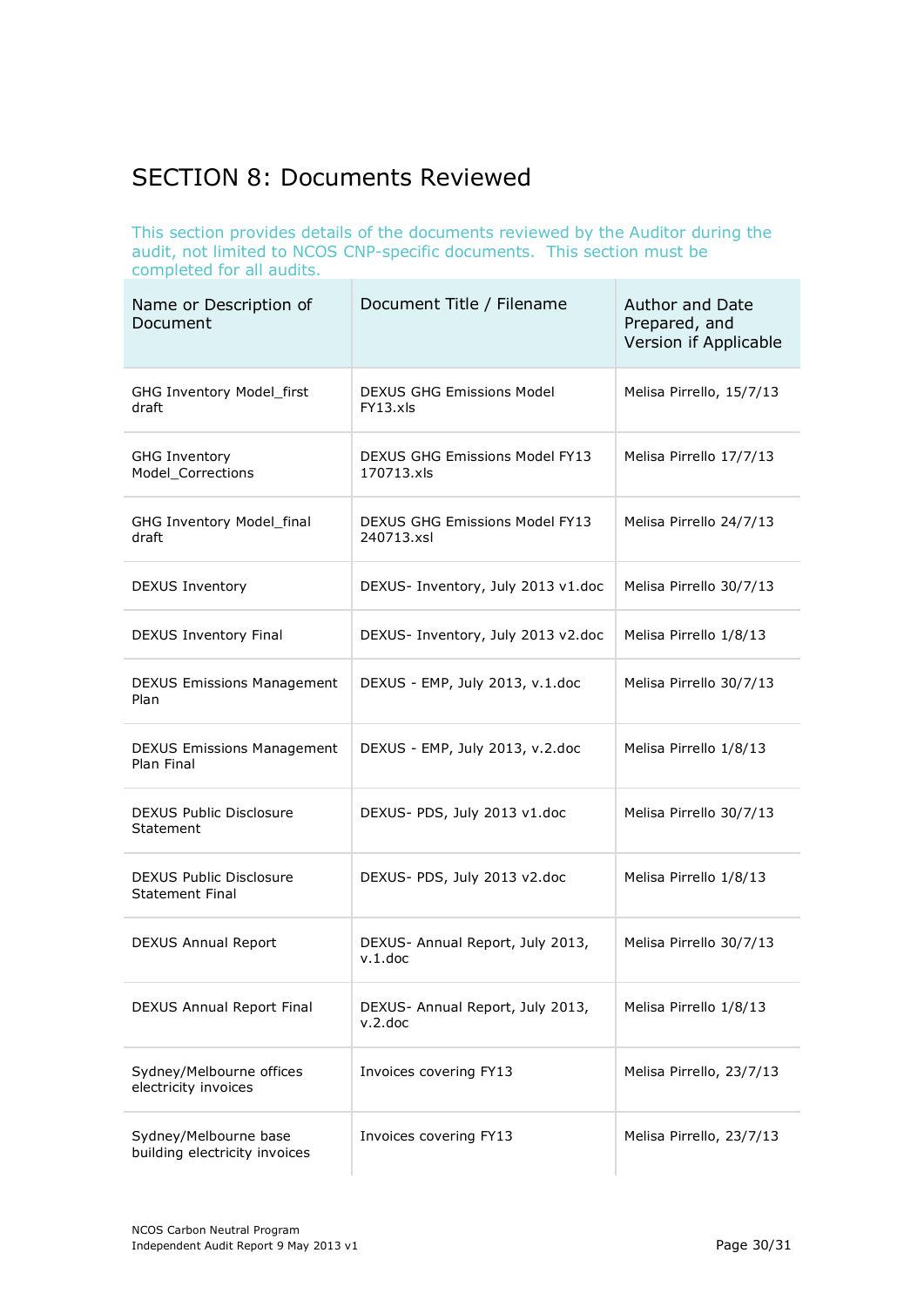# SECTION 8: Documents Reviewed

This section provides details of the documents reviewed by the Auditor during the audit, not limited to NCOS CNP-specific documents. This section must be completed for all audits.

| Name or Description of Document | Document Title / Filename | Author and Date Prepared, and Version if Applicable |
|---|---|---|
| GHG Inventory Model_first draft | DEXUS GHG Emissions Model FY13.xls | Melisa Pirrello, 15/7/13 |
| GHG Inventory Model_Corrections | DEXUS GHG Emissions Model FY13 170713.xls | Melisa Pirrello 17/7/13 |
| GHG Inventory Model_final draft | DEXUS GHG Emissions Model FY13 240713.xsl | Melisa Pirrello 24/7/13 |
| DEXUS Inventory | DEXUS- Inventory, July 2013 v1.doc | Melisa Pirrello 30/7/13 |
| DEXUS Inventory Final | DEXUS- Inventory, July 2013 v2.doc | Melisa Pirrello 1/8/13 |
| DEXUS Emissions Management Plan | DEXUS - EMP, July 2013, v.1.doc | Melisa Pirrello 30/7/13 |
| DEXUS Emissions Management Plan Final | DEXUS - EMP, July 2013, v.2.doc | Melisa Pirrello 1/8/13 |
| DEXUS Public Disclosure Statement | DEXUS- PDS, July 2013 v1.doc | Melisa Pirrello 30/7/13 |
| DEXUS Public Disclosure Statement Final | DEXUS- PDS, July 2013 v2.doc | Melisa Pirrello 1/8/13 |
| DEXUS Annual Report | DEXUS- Annual Report, July 2013, v.1.doc | Melisa Pirrello 30/7/13 |
| DEXUS Annual Report Final | DEXUS- Annual Report, July 2013, v.2.doc | Melisa Pirrello 1/8/13 |
| Sydney/Melbourne offices electricity invoices | Invoices covering FY13 | Melisa Pirrello, 23/7/13 |
| Sydney/Melbourne base building electricity invoices | Invoices covering FY13 | Melisa Pirrello, 23/7/13 |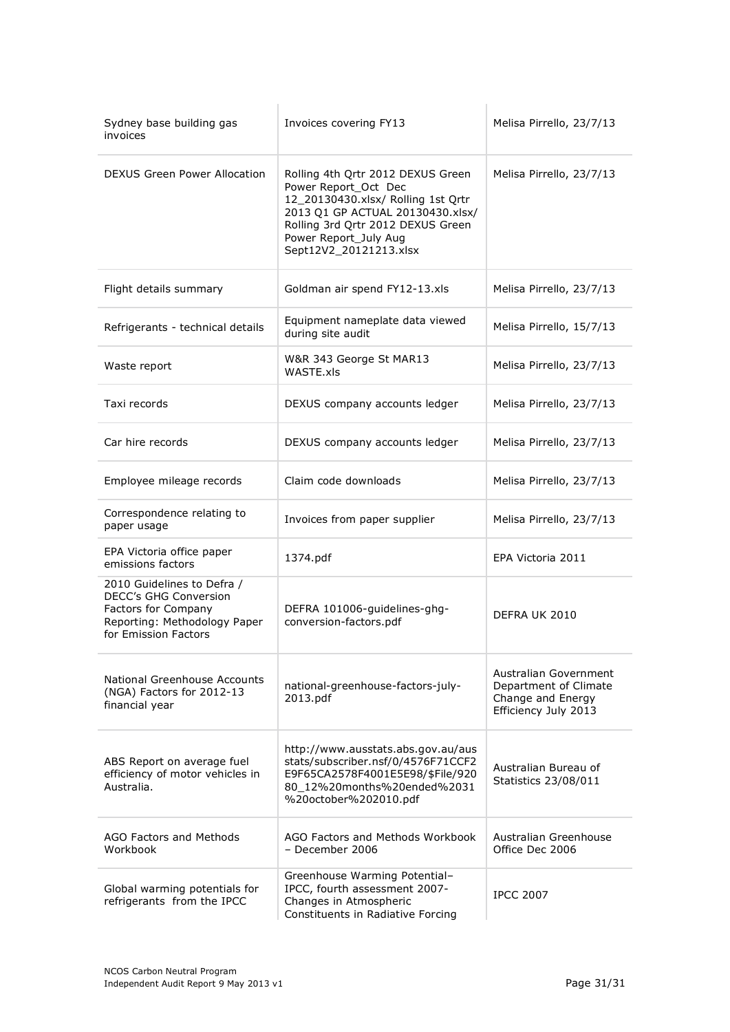| | | |
|---|---|---|
| Sydney base building gas invoices | Invoices covering FY13 | Melisa Pirrello, 23/7/13 |
| DEXUS Green Power Allocation | Rolling 4th Qrtr 2012 DEXUS Green Power Report_Oct Dec 12_20130430.xlsx/ Rolling 1st Qrtr 2013 Q1 GP ACTUAL 20130430.xlsx/ Rolling 3rd Qrtr 2012 DEXUS Green Power Report_July Aug Sept12V2_20121213.xlsx | Melisa Pirrello, 23/7/13 |
| Flight details summary | Goldman air spend FY12-13.xls | Melisa Pirrello, 23/7/13 |
| Refrigerants - technical details | Equipment nameplate data viewed during site audit | Melisa Pirrello, 15/7/13 |
| Waste report | W&R 343 George St MAR13 WASTE.xls | Melisa Pirrello, 23/7/13 |
| Taxi records | DEXUS company accounts ledger | Melisa Pirrello, 23/7/13 |
| Car hire records | DEXUS company accounts ledger | Melisa Pirrello, 23/7/13 |
| Employee mileage records | Claim code downloads | Melisa Pirrello, 23/7/13 |
| Correspondence relating to paper usage | Invoices from paper supplier | Melisa Pirrello, 23/7/13 |
| EPA Victoria office paper emissions factors | 1374.pdf | EPA Victoria 2011 |
| 2010 Guidelines to Defra / DECC's GHG Conversion Factors for Company Reporting: Methodology Paper for Emission Factors | DEFRA 101006-guidelines-ghg-conversion-factors.pdf | DEFRA UK 2010 |
| National Greenhouse Accounts (NGA) Factors for 2012-13 financial year | national-greenhouse-factors-july-2013.pdf | Australian Government Department of Climate Change and Energy Efficiency July 2013 |
| ABS Report on average fuel efficiency of motor vehicles in Australia. | http://www.ausstats.abs.gov.au/ausstats/subscriber.nsf/0/4576F71CCF2E9F65CA2578F4001E5E98/$File/92080_12%20months%20ended%2031%20october%202010.pdf | Australian Bureau of Statistics 23/08/011 |
| AGO Factors and Methods Workbook | AGO Factors and Methods Workbook – December 2006 | Australian Greenhouse Office Dec 2006 |
| Global warming potentials for refrigerants from the IPCC | Greenhouse Warming Potential– IPCC, fourth assessment 2007- Changes in Atmospheric Constituents in Radiative Forcing | IPCC 2007 |